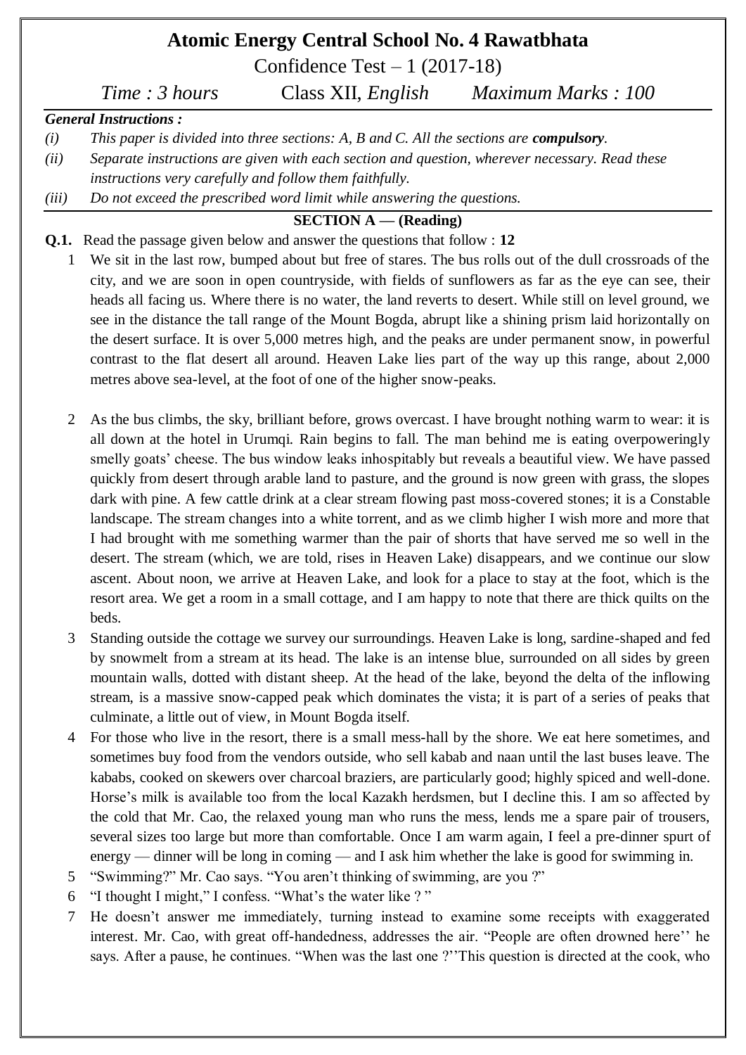# Atomic Energy Central School No. 4 Rawatbhata

Confidence Test – 1 (2017-18)

*Time : 3 hours* Class XII, *English* *Maximum Marks : 100*

***General Instructions :***

*(i) This paper is divided into three sections: A, B and C. All the sections are **compulsory**.*

*(ii) Separate instructions are given with each section and question, wherever necessary. Read these instructions very carefully and follow them faithfully.*

*(iii) Do not exceed the prescribed word limit while answering the questions.*

## SECTION A — (Reading)

**Q.1.** Read the passage given below and answer the questions that follow : **12**

1 We sit in the last row, bumped about but free of stares. The bus rolls out of the dull crossroads of the city, and we are soon in open countryside, with fields of sunflowers as far as the eye can see, their heads all facing us. Where there is no water, the land reverts to desert. While still on level ground, we see in the distance the tall range of the Mount Bogda, abrupt like a shining prism laid horizontally on the desert surface. It is over 5,000 metres high, and the peaks are under permanent snow, in powerful contrast to the flat desert all around. Heaven Lake lies part of the way up this range, about 2,000 metres above sea-level, at the foot of one of the higher snow-peaks.

2 As the bus climbs, the sky, brilliant before, grows overcast. I have brought nothing warm to wear: it is all down at the hotel in Urumqi. Rain begins to fall. The man behind me is eating overpoweringly smelly goats' cheese. The bus window leaks inhospitably but reveals a beautiful view. We have passed quickly from desert through arable land to pasture, and the ground is now green with grass, the slopes dark with pine. A few cattle drink at a clear stream flowing past moss-covered stones; it is a Constable landscape. The stream changes into a white torrent, and as we climb higher I wish more and more that I had brought with me something warmer than the pair of shorts that have served me so well in the desert. The stream (which, we are told, rises in Heaven Lake) disappears, and we continue our slow ascent. About noon, we arrive at Heaven Lake, and look for a place to stay at the foot, which is the resort area. We get a room in a small cottage, and I am happy to note that there are thick quilts on the beds.

3 Standing outside the cottage we survey our surroundings. Heaven Lake is long, sardine-shaped and fed by snowmelt from a stream at its head. The lake is an intense blue, surrounded on all sides by green mountain walls, dotted with distant sheep. At the head of the lake, beyond the delta of the inflowing stream, is a massive snow-capped peak which dominates the vista; it is part of a series of peaks that culminate, a little out of view, in Mount Bogda itself.

4 For those who live in the resort, there is a small mess-hall by the shore. We eat here sometimes, and sometimes buy food from the vendors outside, who sell kabab and naan until the last buses leave. The kababs, cooked on skewers over charcoal braziers, are particularly good; highly spiced and well-done. Horse's milk is available too from the local Kazakh herdsmen, but I decline this. I am so affected by the cold that Mr. Cao, the relaxed young man who runs the mess, lends me a spare pair of trousers, several sizes too large but more than comfortable. Once I am warm again, I feel a pre-dinner spurt of energy — dinner will be long in coming — and I ask him whether the lake is good for swimming in.

5 "Swimming?" Mr. Cao says. "You aren't thinking of swimming, are you ?"

6 "I thought I might," I confess. "What's the water like ? "

7 He doesn't answer me immediately, turning instead to examine some receipts with exaggerated interest. Mr. Cao, with great off-handedness, addresses the air. "People are often drowned here'' he says. After a pause, he continues. "When was the last one ?''This question is directed at the cook, who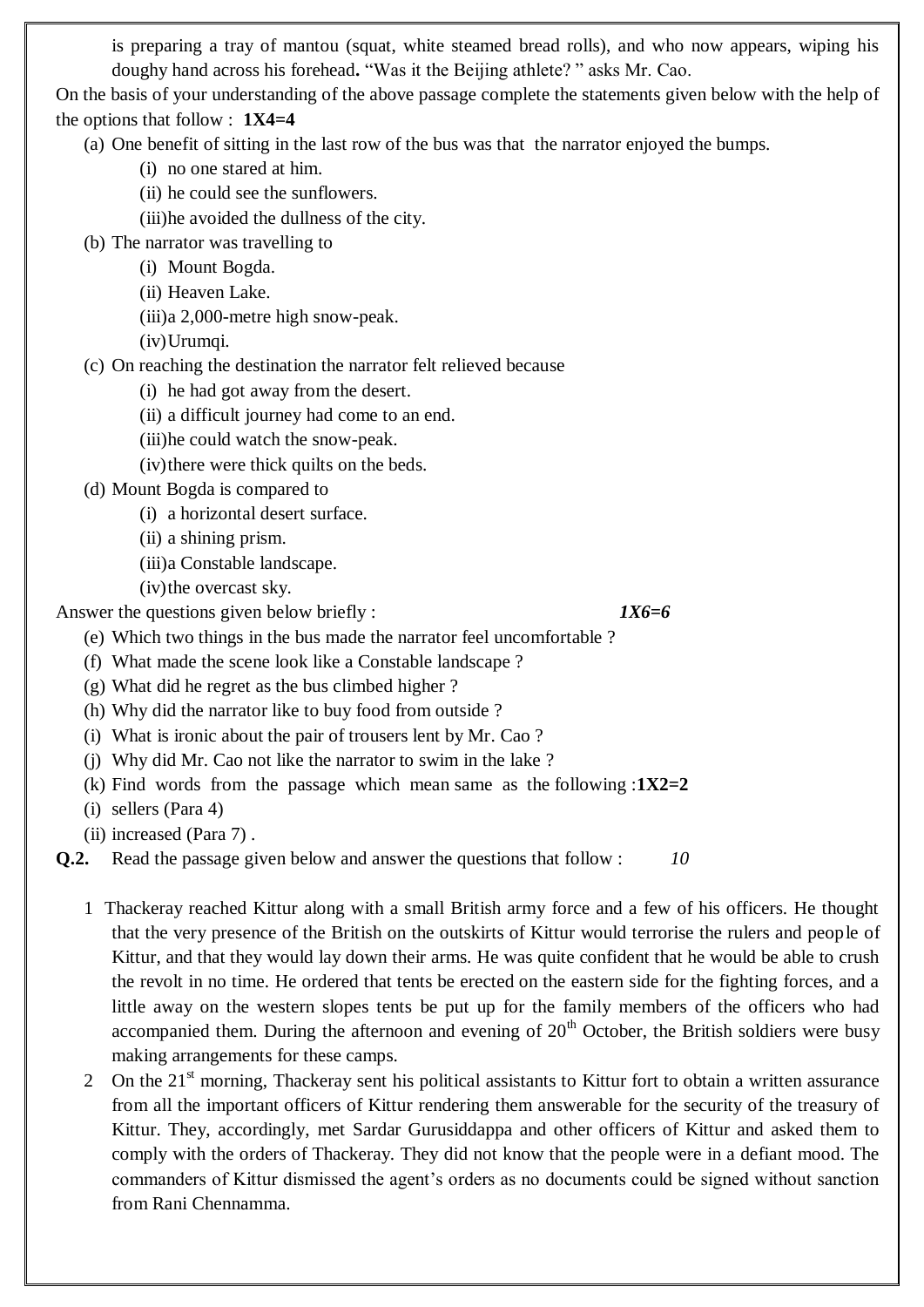is preparing a tray of mantou (squat, white steamed bread rolls), and who now appears, wiping his doughy hand across his forehead**.** "Was it the Beijing athlete? " asks Mr. Cao.

On the basis of your understanding of the above passage complete the statements given below with the help of the options that follow : **1X4=4**

(a) One benefit of sitting in the last row of the bus was that the narrator enjoyed the bumps.
   - (i) no one stared at him.
   - (ii) he could see the sunflowers.
   - (iii) he avoided the dullness of the city.

(b) The narrator was travelling to
   - (i) Mount Bogda.
   - (ii) Heaven Lake.
   - (iii) a 2,000-metre high snow-peak.
   - (iv) Urumqi.

(c) On reaching the destination the narrator felt relieved because
   - (i) he had got away from the desert.
   - (ii) a difficult journey had come to an end.
   - (iii) he could watch the snow-peak.
   - (iv) there were thick quilts on the beds.

(d) Mount Bogda is compared to
   - (i) a horizontal desert surface.
   - (ii) a shining prism.
   - (iii) a Constable landscape.
   - (iv) the overcast sky.

Answer the questions given below briefly : ***1X6=6***

(e) Which two things in the bus made the narrator feel uncomfortable ?

(f) What made the scene look like a Constable landscape ?

(g) What did he regret as the bus climbed higher ?

(h) Why did the narrator like to buy food from outside ?

(i) What is ironic about the pair of trousers lent by Mr. Cao ?

(j) Why did Mr. Cao not like the narrator to swim in the lake ?

(k) Find words from the passage which mean same as the following :**1X2=2**

(i) sellers (Para 4)

(ii) increased (Para 7) .

**Q.2.** Read the passage given below and answer the questions that follow : *10*

1 Thackeray reached Kittur along with a small British army force and a few of his officers. He thought that the very presence of the British on the outskirts of Kittur would terrorise the rulers and people of Kittur, and that they would lay down their arms. He was quite confident that he would be able to crush the revolt in no time. He ordered that tents be erected on the eastern side for the fighting forces, and a little away on the western slopes tents be put up for the family members of the officers who had accompanied them. During the afternoon and evening of 20th October, the British soldiers were busy making arrangements for these camps.

2 On the 21st morning, Thackeray sent his political assistants to Kittur fort to obtain a written assurance from all the important officers of Kittur rendering them answerable for the security of the treasury of Kittur. They, accordingly, met Sardar Gurusiddappa and other officers of Kittur and asked them to comply with the orders of Thackeray. They did not know that the people were in a defiant mood. The commanders of Kittur dismissed the agent's orders as no documents could be signed without sanction from Rani Chennamma.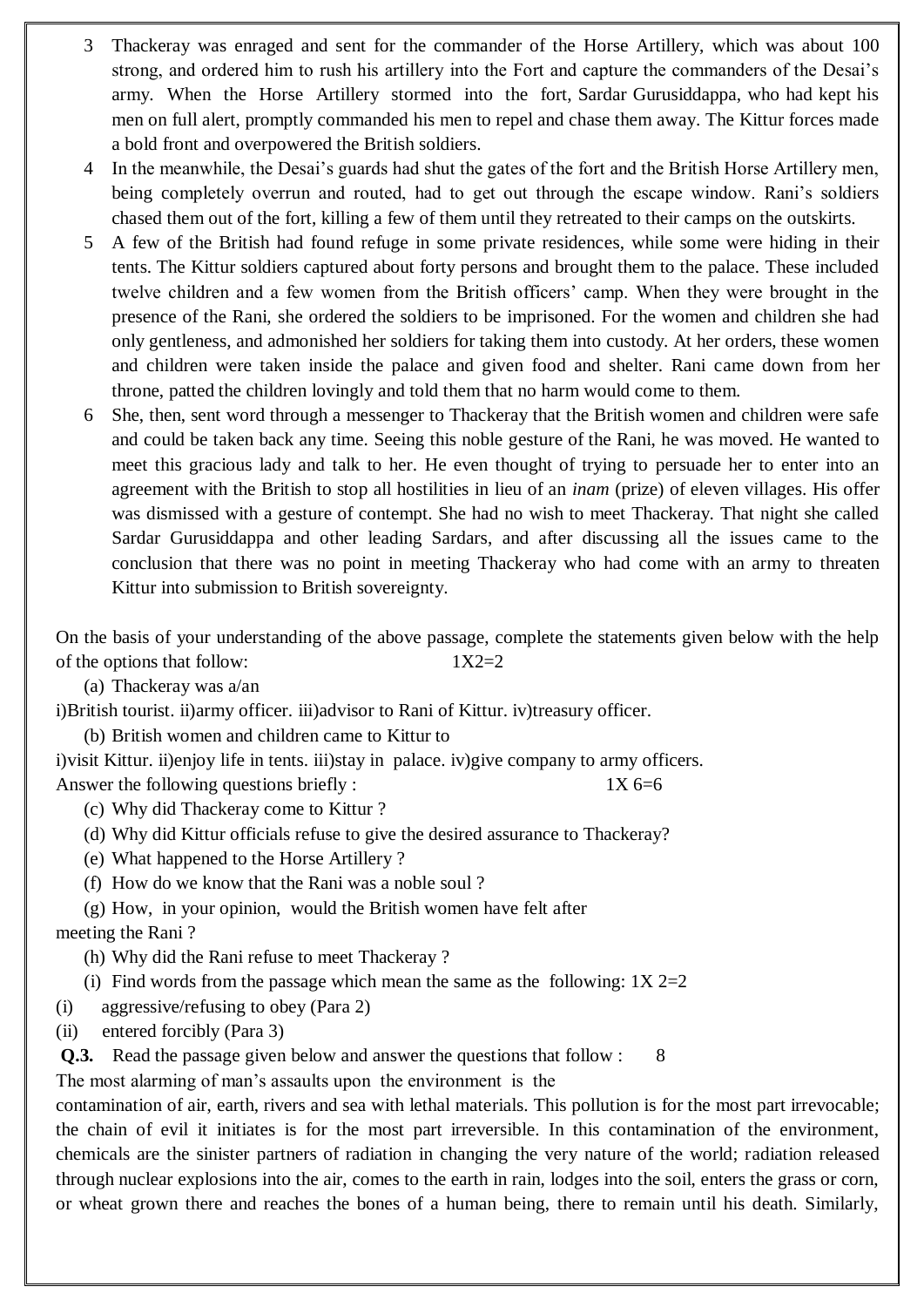3 Thackeray was enraged and sent for the commander of the Horse Artillery, which was about 100 strong, and ordered him to rush his artillery into the Fort and capture the commanders of the Desai's army. When the Horse Artillery stormed into the fort, Sardar Gurusiddappa, who had kept his men on full alert, promptly commanded his men to repel and chase them away. The Kittur forces made a bold front and overpowered the British soldiers.

4 In the meanwhile, the Desai's guards had shut the gates of the fort and the British Horse Artillery men, being completely overrun and routed, had to get out through the escape window. Rani's soldiers chased them out of the fort, killing a few of them until they retreated to their camps on the outskirts.

5 A few of the British had found refuge in some private residences, while some were hiding in their tents. The Kittur soldiers captured about forty persons and brought them to the palace. These included twelve children and a few women from the British officers' camp. When they were brought in the presence of the Rani, she ordered the soldiers to be imprisoned. For the women and children she had only gentleness, and admonished her soldiers for taking them into custody. At her orders, these women and children were taken inside the palace and given food and shelter. Rani came down from her throne, patted the children lovingly and told them that no harm would come to them.

6 She, then, sent word through a messenger to Thackeray that the British women and children were safe and could be taken back any time. Seeing this noble gesture of the Rani, he was moved. He wanted to meet this gracious lady and talk to her. He even thought of trying to persuade her to enter into an agreement with the British to stop all hostilities in lieu of an *inam* (prize) of eleven villages. His offer was dismissed with a gesture of contempt. She had no wish to meet Thackeray. That night she called Sardar Gurusiddappa and other leading Sardars, and after discussing all the issues came to the conclusion that there was no point in meeting Thackeray who had come with an army to threaten Kittur into submission to British sovereignty.

On the basis of your understanding of the above passage, complete the statements given below with the help of the options that follow: 1X2=2

(a) Thackeray was a/an

i)British tourist. ii)army officer. iii)advisor to Rani of Kittur. iv)treasury officer.

(b) British women and children came to Kittur to

i)visit Kittur. ii)enjoy life in tents. iii)stay in palace. iv)give company to army officers.

Answer the following questions briefly : 1X 6=6

(c) Why did Thackeray come to Kittur ?

(d) Why did Kittur officials refuse to give the desired assurance to Thackeray?

(e) What happened to the Horse Artillery ?

(f) How do we know that the Rani was a noble soul ?

(g) How, in your opinion, would the British women have felt after meeting the Rani ?

(h) Why did the Rani refuse to meet Thackeray ?

(i) Find words from the passage which mean the same as the following: 1X 2=2

(i) aggressive/refusing to obey (Para 2)

(ii) entered forcibly (Para 3)

**Q.3.** Read the passage given below and answer the questions that follow : 8

The most alarming of man's assaults upon the environment is the contamination of air, earth, rivers and sea with lethal materials. This pollution is for the most part irrevocable; the chain of evil it initiates is for the most part irreversible. In this contamination of the environment, chemicals are the sinister partners of radiation in changing the very nature of the world; radiation released through nuclear explosions into the air, comes to the earth in rain, lodges into the soil, enters the grass or corn, or wheat grown there and reaches the bones of a human being, there to remain until his death. Similarly,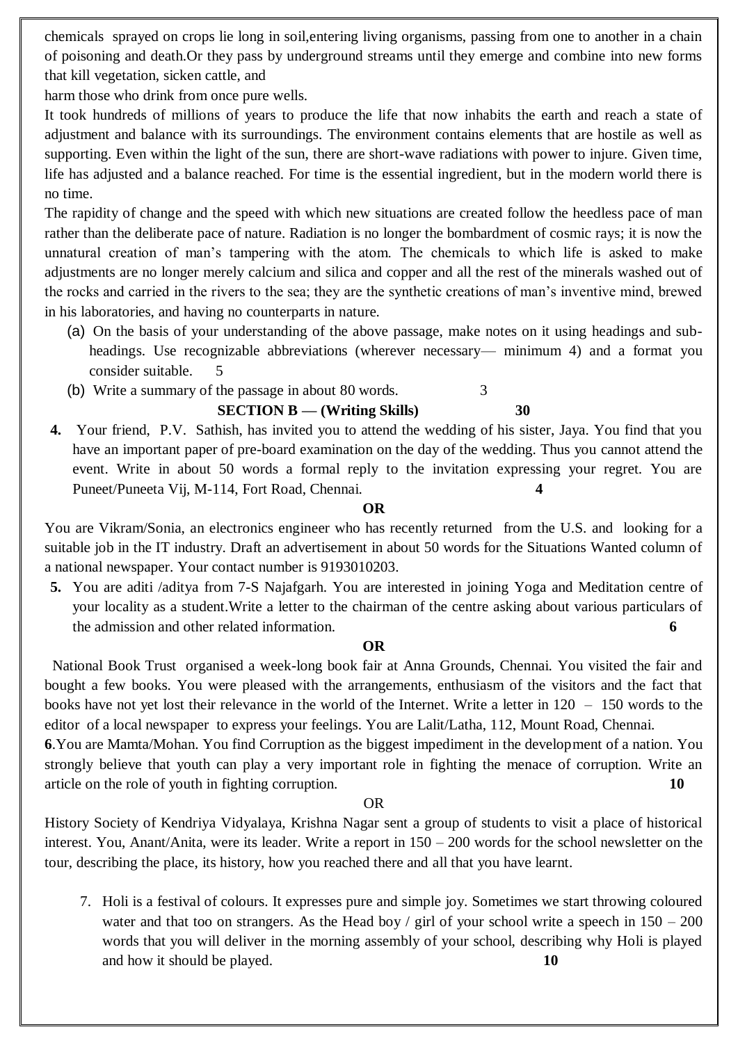chemicals sprayed on crops lie long in soil,entering living organisms, passing from one to another in a chain of poisoning and death.Or they pass by underground streams until they emerge and combine into new forms that kill vegetation, sicken cattle, and

harm those who drink from once pure wells.

It took hundreds of millions of years to produce the life that now inhabits the earth and reach a state of adjustment and balance with its surroundings. The environment contains elements that are hostile as well as supporting. Even within the light of the sun, there are short-wave radiations with power to injure. Given time, life has adjusted and a balance reached. For time is the essential ingredient, but in the modern world there is no time.

The rapidity of change and the speed with which new situations are created follow the heedless pace of man rather than the deliberate pace of nature. Radiation is no longer the bombardment of cosmic rays; it is now the unnatural creation of man's tampering with the atom. The chemicals to which life is asked to make adjustments are no longer merely calcium and silica and copper and all the rest of the minerals washed out of the rocks and carried in the rivers to the sea; they are the synthetic creations of man's inventive mind, brewed in his laboratories, and having no counterparts in nature.

(a) On the basis of your understanding of the above passage, make notes on it using headings and sub-headings. Use recognizable abbreviations (wherever necessary— minimum 4) and a format you consider suitable. 5

(b) Write a summary of the passage in about 80 words. 3

**SECTION B — (Writing Skills) 30**

**4.** Your friend, P.V. Sathish, has invited you to attend the wedding of his sister, Jaya. You find that you have an important paper of pre-board examination on the day of the wedding. Thus you cannot attend the event. Write in about 50 words a formal reply to the invitation expressing your regret. You are Puneet/Puneeta Vij, M-114, Fort Road, Chennai. **4**

**OR**

You are Vikram/Sonia, an electronics engineer who has recently returned from the U.S. and looking for a suitable job in the IT industry. Draft an advertisement in about 50 words for the Situations Wanted column of a national newspaper. Your contact number is 9193010203.

**5.** You are aditi /aditya from 7-S Najafgarh. You are interested in joining Yoga and Meditation centre of your locality as a student.Write a letter to the chairman of the centre asking about various particulars of the admission and other related information. **6**

**OR**

National Book Trust organised a week-long book fair at Anna Grounds, Chennai. You visited the fair and bought a few books. You were pleased with the arrangements, enthusiasm of the visitors and the fact that books have not yet lost their relevance in the world of the Internet. Write a letter in 120 – 150 words to the editor of a local newspaper to express your feelings. You are Lalit/Latha, 112, Mount Road, Chennai.

**6**.You are Mamta/Mohan. You find Corruption as the biggest impediment in the development of a nation. You strongly believe that youth can play a very important role in fighting the menace of corruption. Write an article on the role of youth in fighting corruption. **10**

OR

History Society of Kendriya Vidyalaya, Krishna Nagar sent a group of students to visit a place of historical interest. You, Anant/Anita, were its leader. Write a report in 150 – 200 words for the school newsletter on the tour, describing the place, its history, how you reached there and all that you have learnt.

7. Holi is a festival of colours. It expresses pure and simple joy. Sometimes we start throwing coloured water and that too on strangers. As the Head boy / girl of your school write a speech in 150 – 200 words that you will deliver in the morning assembly of your school, describing why Holi is played and how it should be played. **10**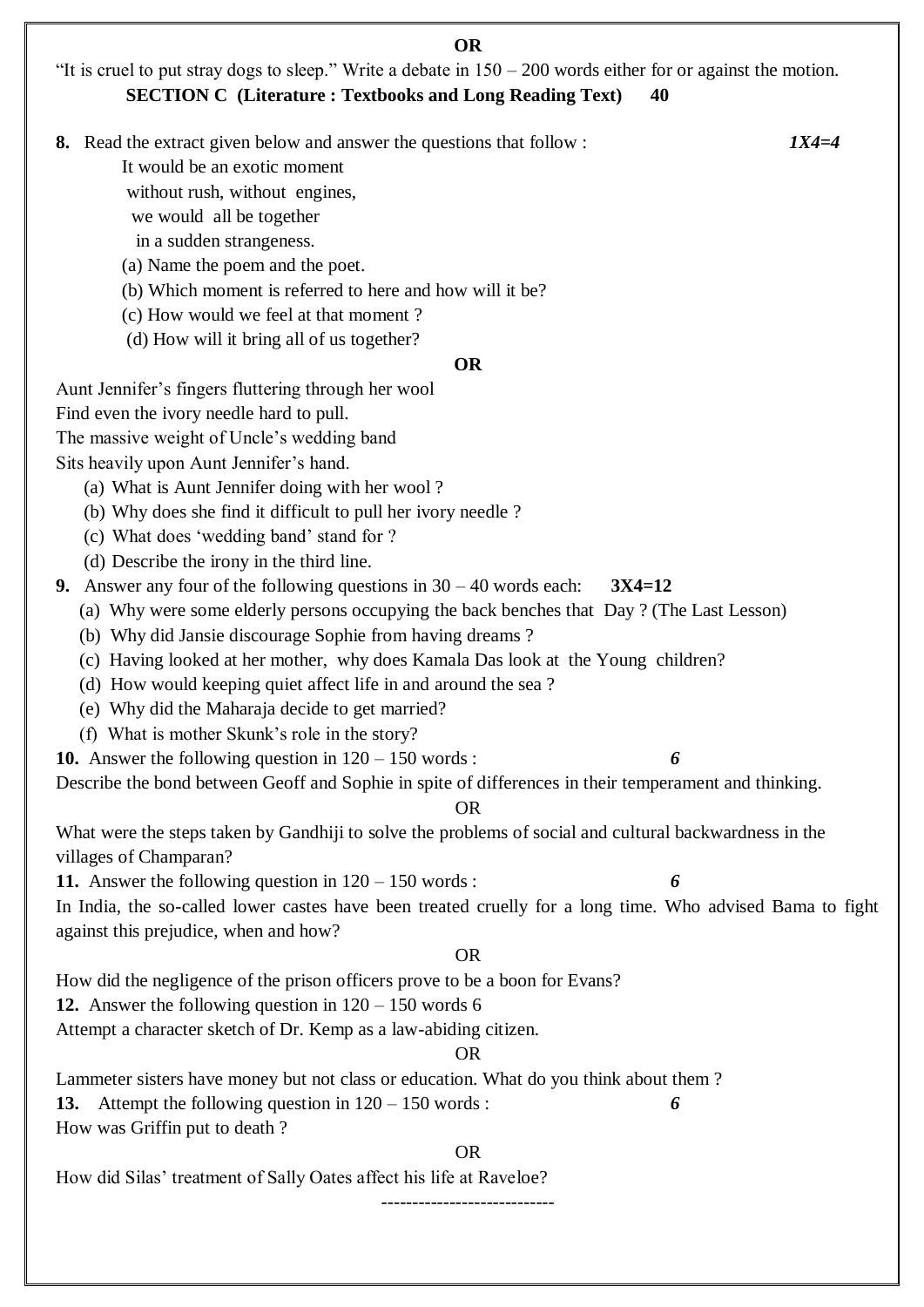**OR**

"It is cruel to put stray dogs to sleep." Write a debate in 150 – 200 words either for or against the motion.

**SECTION C (Literature : Textbooks and Long Reading Text) 40**

**8.** Read the extract given below and answer the questions that follow : ***1X4=4***

It would be an exotic moment
without rush, without engines,
we would all be together
in a sudden strangeness.

(a) Name the poem and the poet.
(b) Which moment is referred to here and how will it be?
(c) How would we feel at that moment ?
(d) How will it bring all of us together?

**OR**

Aunt Jennifer's fingers fluttering through her wool
Find even the ivory needle hard to pull.
The massive weight of Uncle's wedding band
Sits heavily upon Aunt Jennifer's hand.

(a) What is Aunt Jennifer doing with her wool ?
(b) Why does she find it difficult to pull her ivory needle ?
(c) What does 'wedding band' stand for ?
(d) Describe the irony in the third line.

**9.** Answer any four of the following questions in 30 – 40 words each: **3X4=12**

(a) Why were some elderly persons occupying the back benches that Day ? (The Last Lesson)
(b) Why did Jansie discourage Sophie from having dreams ?
(c) Having looked at her mother, why does Kamala Das look at the Young children?
(d) How would keeping quiet affect life in and around the sea ?
(e) Why did the Maharaja decide to get married?
(f) What is mother Skunk's role in the story?

**10.** Answer the following question in 120 – 150 words : ***6***

Describe the bond between Geoff and Sophie in spite of differences in their temperament and thinking.

OR

What were the steps taken by Gandhiji to solve the problems of social and cultural backwardness in the villages of Champaran?

**11.** Answer the following question in 120 – 150 words : ***6***

In India, the so-called lower castes have been treated cruelly for a long time. Who advised Bama to fight against this prejudice, when and how?

OR

How did the negligence of the prison officers prove to be a boon for Evans?

**12.** Answer the following question in 120 – 150 words 6

Attempt a character sketch of Dr. Kemp as a law-abiding citizen.

OR

Lammeter sisters have money but not class or education. What do you think about them ?

**13.** Attempt the following question in 120 – 150 words : ***6***

How was Griffin put to death ?

OR

How did Silas' treatment of Sally Oates affect his life at Raveloe?

---------------------------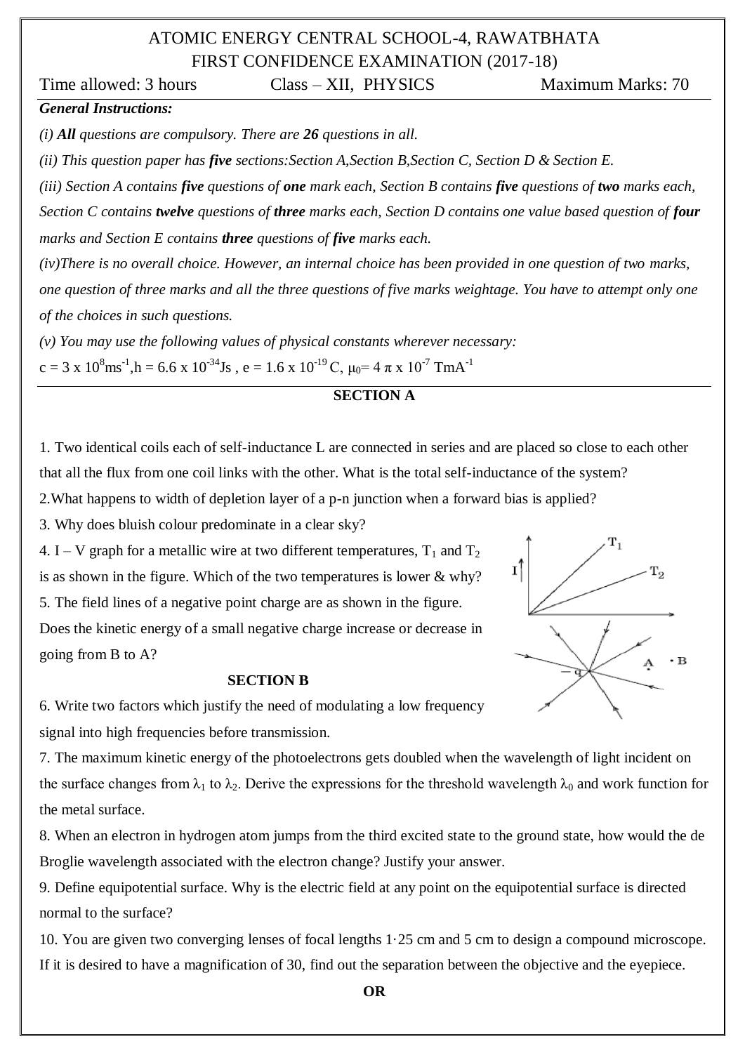# ATOMIC ENERGY CENTRAL SCHOOL-4, RAWATBHATA
## FIRST CONFIDENCE EXAMINATION (2017-18)

Time allowed: 3 hours | Class – XII, PHYSICS | Maximum Marks: 70

***General Instructions:***

*(i)* ***All*** *questions are compulsory. There are* ***26*** *questions in all.*

*(ii) This question paper has* ***five*** *sections:Section A,Section B,Section C, Section D & Section E.*

*(iii) Section A contains* ***five*** *questions of* ***one*** *mark each, Section B contains* ***five*** *questions of* ***two*** *marks each, Section C contains* ***twelve*** *questions of* ***three*** *marks each, Section D contains one value based question of* ***four*** *marks and Section E contains* ***three*** *questions of* ***five*** *marks each.*

*(iv)There is no overall choice. However, an internal choice has been provided in one question of two marks, one question of three marks and all the three questions of five marks weightage. You have to attempt only one of the choices in such questions.*

*(v) You may use the following values of physical constants wherever necessary:*

$c = 3 \times 10^8 ms^{-1}$, $h = 6.6 \times 10^{-34} Js$ , $e = 1.6 \times 10^{-19}$ C, $\mu_0 = 4 \pi \times 10^{-7}$ $TmA^{-1}$

### SECTION A

1. Two identical coils each of self-inductance L are connected in series and are placed so close to each other that all the flux from one coil links with the other. What is the total self-inductance of the system?

2.What happens to width of depletion layer of a p-n junction when a forward bias is applied?

3. Why does bluish colour predominate in a clear sky?

4. I – V graph for a metallic wire at two different temperatures, $T_1$ and $T_2$ is as shown in the figure. Which of the two temperatures is lower & why?

5. The field lines of a negative point charge are as shown in the figure. Does the kinetic energy of a small negative charge increase or decrease in going from B to A?

### SECTION B

6. Write two factors which justify the need of modulating a low frequency signal into high frequencies before transmission.

7. The maximum kinetic energy of the photoelectrons gets doubled when the wavelength of light incident on the surface changes from $\lambda_1$ to $\lambda_2$. Derive the expressions for the threshold wavelength $\lambda_0$ and work function for the metal surface.

8. When an electron in hydrogen atom jumps from the third excited state to the ground state, how would the de Broglie wavelength associated with the electron change? Justify your answer.

9. Define equipotential surface. Why is the electric field at any point on the equipotential surface is directed normal to the surface?

10. You are given two converging lenses of focal lengths 1·25 cm and 5 cm to design a compound microscope. If it is desired to have a magnification of 30, find out the separation between the objective and the eyepiece.

**OR**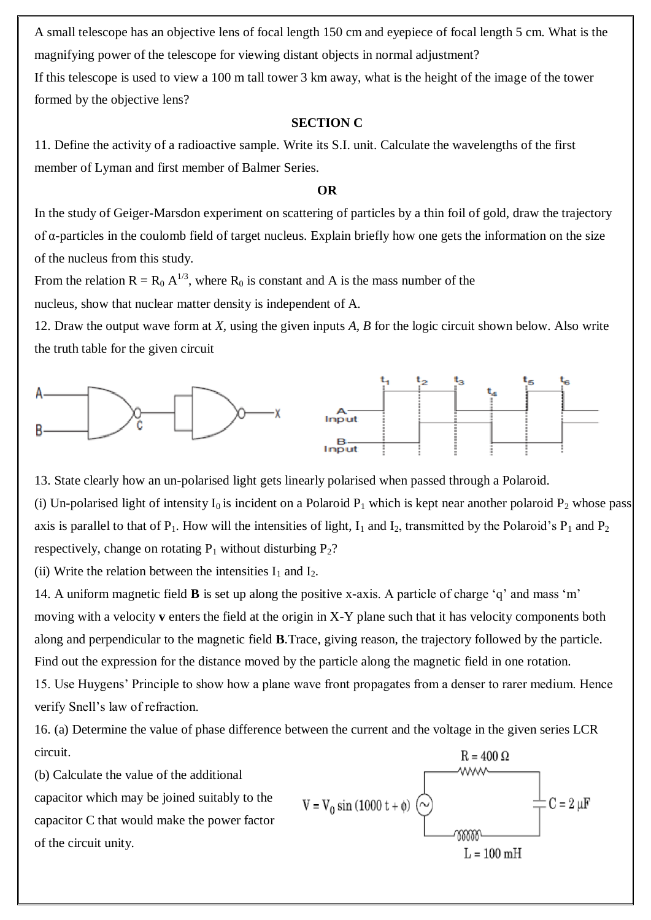A small telescope has an objective lens of focal length 150 cm and eyepiece of focal length 5 cm. What is the magnifying power of the telescope for viewing distant objects in normal adjustment?

If this telescope is used to view a 100 m tall tower 3 km away, what is the height of the image of the tower formed by the objective lens?

### SECTION C

11. Define the activity of a radioactive sample. Write its S.I. unit. Calculate the wavelengths of the first member of Lyman and first member of Balmer Series.

**OR**

In the study of Geiger-Marsdon experiment on scattering of particles by a thin foil of gold, draw the trajectory of α-particles in the coulomb field of target nucleus. Explain briefly how one gets the information on the size of the nucleus from this study.

From the relation $R = R_0 A^{1/3}$, where $R_0$ is constant and A is the mass number of the nucleus, show that nuclear matter density is independent of A.

12. Draw the output wave form at *X*, using the given inputs *A*, *B* for the logic circuit shown below. Also write the truth table for the given circuit

A, B — C — X

A Input, B Input; $t_1$, $t_2$, $t_3$, $t_4$, $t_5$, $t_6$

13. State clearly how an un-polarised light gets linearly polarised when passed through a Polaroid.

(i) Un-polarised light of intensity $I_0$ is incident on a Polaroid $P_1$ which is kept near another polaroid $P_2$ whose pass axis is parallel to that of $P_1$. How will the intensities of light, $I_1$ and $I_2$, transmitted by the Polaroid's $P_1$ and $P_2$ respectively, change on rotating $P_1$ without disturbing $P_2$?

(ii) Write the relation between the intensities $I_1$ and $I_2$.

14. A uniform magnetic field **B** is set up along the positive x-axis. A particle of charge 'q' and mass 'm' moving with a velocity **v** enters the field at the origin in X-Y plane such that it has velocity components both along and perpendicular to the magnetic field **B**.Trace, giving reason, the trajectory followed by the particle. Find out the expression for the distance moved by the particle along the magnetic field in one rotation.

15. Use Huygens' Principle to show how a plane wave front propagates from a denser to rarer medium. Hence verify Snell's law of refraction.

16. (a) Determine the value of phase difference between the current and the voltage in the given series LCR circuit.

(b) Calculate the value of the additional capacitor which may be joined suitably to the capacitor C that would make the power factor of the circuit unity.

$R = 400\ \Omega$

$V = V_0 \sin(1000t + \phi)$

$C = 2\ \mu F$

$L = 100\ mH$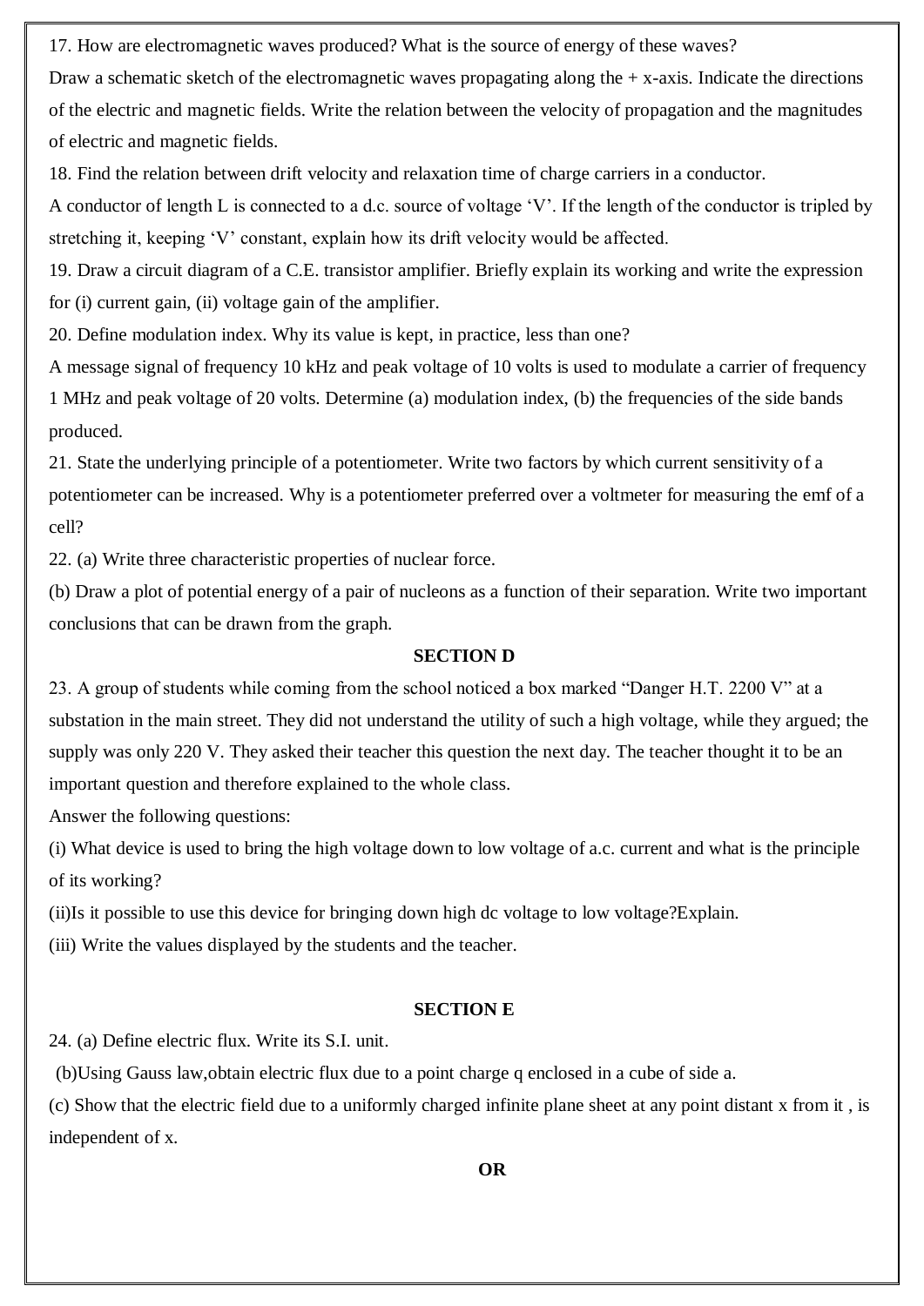17. How are electromagnetic waves produced? What is the source of energy of these waves?

Draw a schematic sketch of the electromagnetic waves propagating along the + x-axis. Indicate the directions of the electric and magnetic fields. Write the relation between the velocity of propagation and the magnitudes of electric and magnetic fields.

18. Find the relation between drift velocity and relaxation time of charge carriers in a conductor.

A conductor of length L is connected to a d.c. source of voltage 'V'. If the length of the conductor is tripled by stretching it, keeping 'V' constant, explain how its drift velocity would be affected.

19. Draw a circuit diagram of a C.E. transistor amplifier. Briefly explain its working and write the expression for (i) current gain, (ii) voltage gain of the amplifier.

20. Define modulation index. Why its value is kept, in practice, less than one?

A message signal of frequency 10 kHz and peak voltage of 10 volts is used to modulate a carrier of frequency 1 MHz and peak voltage of 20 volts. Determine (a) modulation index, (b) the frequencies of the side bands produced.

21. State the underlying principle of a potentiometer. Write two factors by which current sensitivity of a potentiometer can be increased. Why is a potentiometer preferred over a voltmeter for measuring the emf of a cell?

22. (a) Write three characteristic properties of nuclear force.

(b) Draw a plot of potential energy of a pair of nucleons as a function of their separation. Write two important conclusions that can be drawn from the graph.

## SECTION D

23. A group of students while coming from the school noticed a box marked "Danger H.T. 2200 V" at a substation in the main street. They did not understand the utility of such a high voltage, while they argued; the supply was only 220 V. They asked their teacher this question the next day. The teacher thought it to be an important question and therefore explained to the whole class.

Answer the following questions:

(i) What device is used to bring the high voltage down to low voltage of a.c. current and what is the principle of its working?

(ii)Is it possible to use this device for bringing down high dc voltage to low voltage?Explain.

(iii) Write the values displayed by the students and the teacher.

## SECTION E

24. (a) Define electric flux. Write its S.I. unit.

(b)Using Gauss law,obtain electric flux due to a point charge q enclosed in a cube of side a.

(c) Show that the electric field due to a uniformly charged infinite plane sheet at any point distant x from it , is independent of x.

**OR**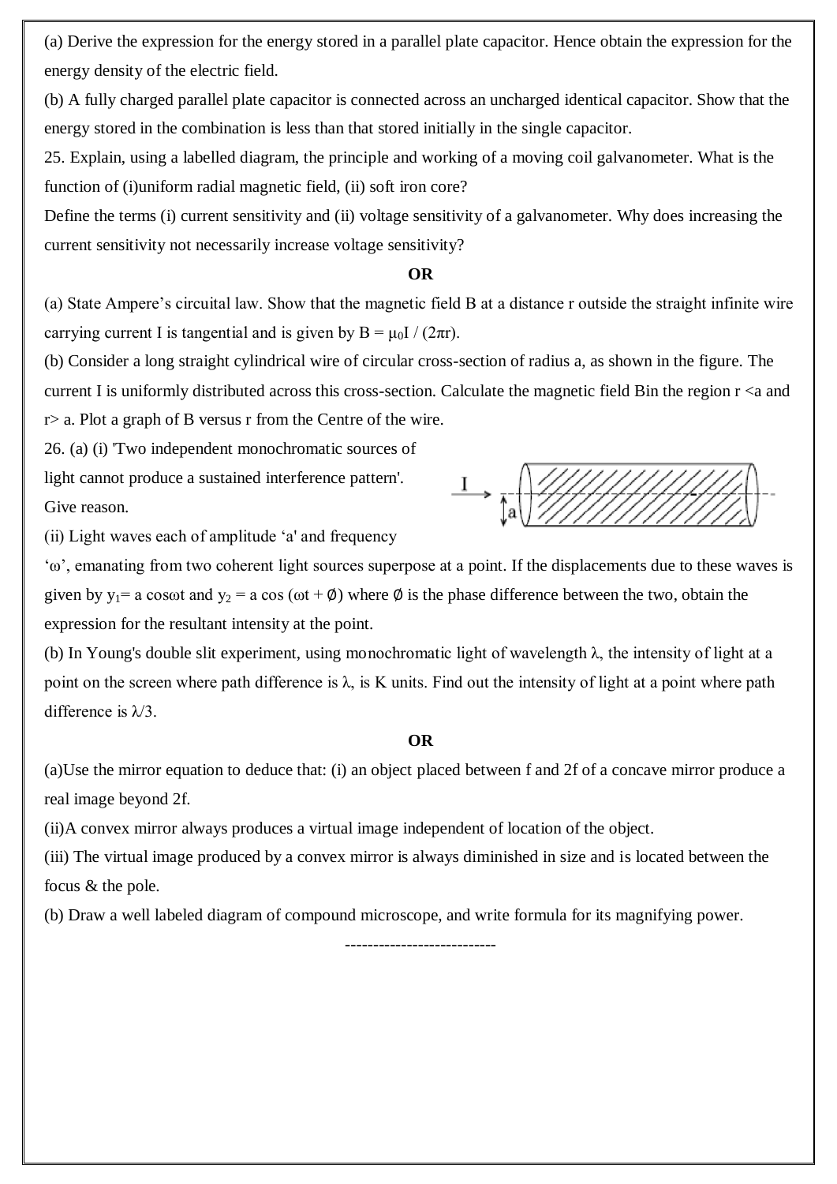(a) Derive the expression for the energy stored in a parallel plate capacitor. Hence obtain the expression for the energy density of the electric field.

(b) A fully charged parallel plate capacitor is connected across an uncharged identical capacitor. Show that the energy stored in the combination is less than that stored initially in the single capacitor.

25. Explain, using a labelled diagram, the principle and working of a moving coil galvanometer. What is the function of (i)uniform radial magnetic field, (ii) soft iron core?

Define the terms (i) current sensitivity and (ii) voltage sensitivity of a galvanometer. Why does increasing the current sensitivity not necessarily increase voltage sensitivity?

**OR**

(a) State Ampere's circuital law. Show that the magnetic field B at a distance r outside the straight infinite wire carrying current I is tangential and is given by $B = \mu_0 I / (2\pi r)$.

(b) Consider a long straight cylindrical wire of circular cross-section of radius a, as shown in the figure. The current I is uniformly distributed across this cross-section. Calculate the magnetic field Bin the region r <a and r> a. Plot a graph of B versus r from the Centre of the wire.

26. (a) (i) 'Two independent monochromatic sources of light cannot produce a sustained interference pattern'. Give reason.

(ii) Light waves each of amplitude 'a' and frequency 'ω', emanating from two coherent light sources superpose at a point. If the displacements due to these waves is given by $y_1 = a \cos\omega t$ and $y_2 = a \cos(\omega t + \emptyset)$ where $\emptyset$ is the phase difference between the two, obtain the expression for the resultant intensity at the point.

(b) In Young's double slit experiment, using monochromatic light of wavelength λ, the intensity of light at a point on the screen where path difference is λ, is K units. Find out the intensity of light at a point where path difference is λ/3.

**OR**

(a)Use the mirror equation to deduce that: (i) an object placed between f and 2f of a concave mirror produce a real image beyond 2f.

(ii)A convex mirror always produces a virtual image independent of location of the object.

(iii) The virtual image produced by a convex mirror is always diminished in size and is located between the focus & the pole.

(b) Draw a well labeled diagram of compound microscope, and write formula for its magnifying power.

--------------------------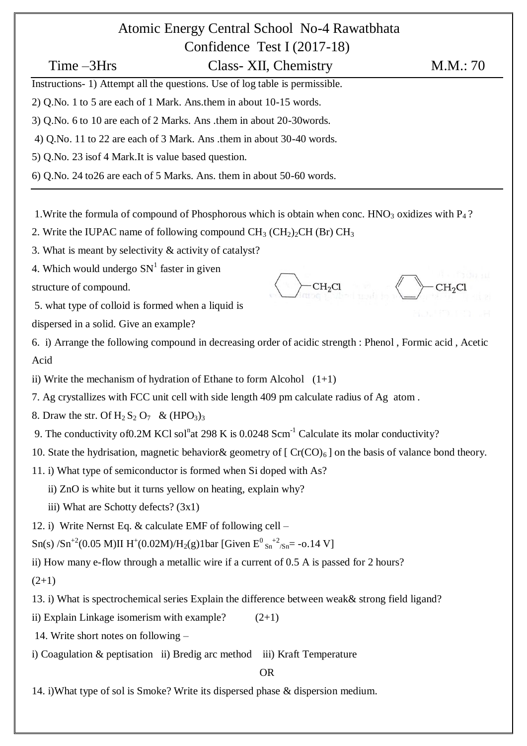# Atomic Energy Central School No-4 Rawatbhata

## Confidence Test I (2017-18)

Time –3Hrs | Class- XII, Chemistry | M.M.: 70

Instructions- 1) Attempt all the questions. Use of log table is permissible.

2) Q.No. 1 to 5 are each of 1 Mark. Ans.them in about 10-15 words.

3) Q.No. 6 to 10 are each of 2 Marks. Ans .them in about 20-30words.

4) Q.No. 11 to 22 are each of 3 Mark. Ans .them in about 30-40 words.

5) Q.No. 23 isof 4 Mark.It is value based question.

6) Q.No. 24 to26 are each of 5 Marks. Ans. them in about 50-60 words.

---

1.Write the formula of compound of Phosphorous which is obtain when conc. $HNO_3$ oxidizes with $P_4$ ?

2. Write the IUPAC name of following compound $CH_3 (CH_2)_2CH (Br) CH_3$

3. What is meant by selectivity & activity of catalyst?

4. Which would undergo $SN^1$ faster in given structure of compound. (cyclohexyl–$CH_2Cl$ and phenyl–$CH_2Cl$)

5. what type of colloid is formed when a liquid is dispersed in a solid. Give an example?

6. i) Arrange the following compound in decreasing order of acidic strength : Phenol , Formic acid , Acetic Acid

ii) Write the mechanism of hydration of Ethane to form Alcohol (1+1)

7. Ag crystallizes with FCC unit cell with side length 409 pm calculate radius of Ag atom .

8. Draw the str. Of $H_2 S_2 O_7$ & $(HPO_3)_3$

9. The conductivity of0.2M KCl sol$^n$at 298 K is 0.0248 $Scm^{-1}$ Calculate its molar conductivity?

10. State the hydrisation, magnetic behavior& geometry of $[Cr(CO)_6]$ on the basis of valance bond theory.

11. i) What type of semiconductor is formed when Si doped with As?

ii) ZnO is white but it turns yellow on heating, explain why?

iii) What are Schotty defects? (3x1)

12. i) Write Nernst Eq. & calculate EMF of following cell –

$Sn(s) /Sn^{+2}(0.05 M) || H^+(0.02M)/H_2(g)$1bar [Given $E^0_{Sn^{+2}/Sn}$= -o.14 V]

ii) How many e-flow through a metallic wire if a current of 0.5 A is passed for 2 hours?

(2+1)

13. i) What is spectrochemical series Explain the difference between weak& strong field ligand?

ii) Explain Linkage isomerism with example? (2+1)

14. Write short notes on following –

i) Coagulation & peptisation ii) Bredig arc method iii) Kraft Temperature

OR

14. i)What type of sol is Smoke? Write its dispersed phase & dispersion medium.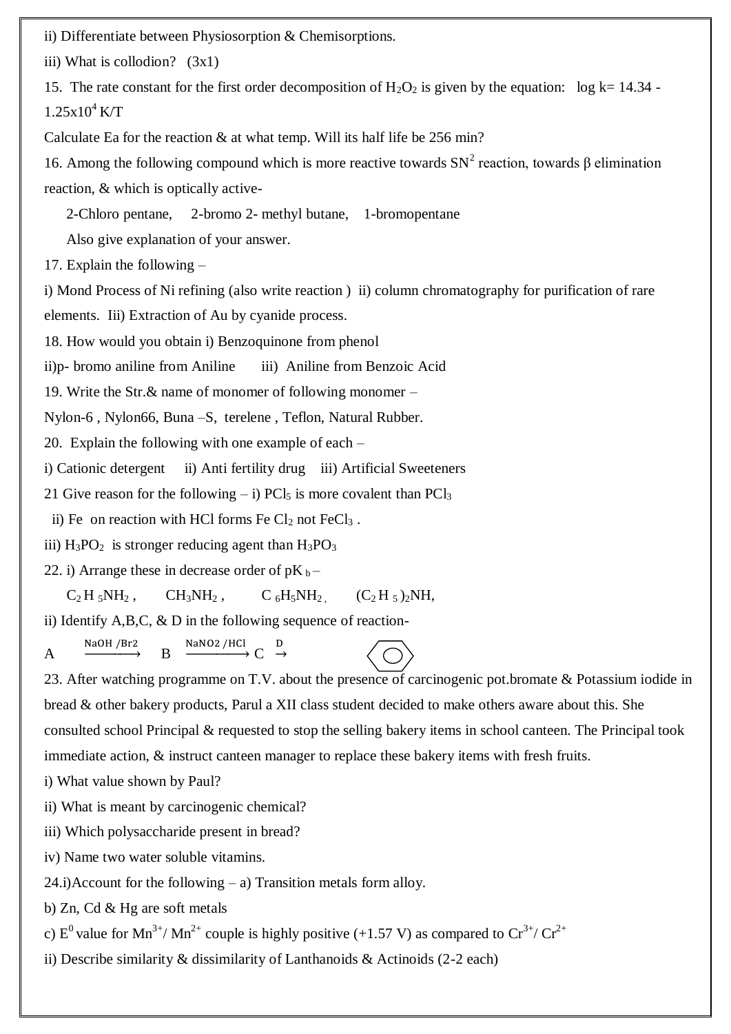ii) Differentiate between Physiosorption & Chemisorptions.

iii) What is collodion? (3x1)

15. The rate constant for the first order decomposition of $H_2O_2$ is given by the equation: log k= 14.34 - $1.25x10^4$ K/T

Calculate Ea for the reaction & at what temp. Will its half life be 256 min?

16. Among the following compound which is more reactive towards $SN^2$ reaction, towards β elimination reaction, & which is optically active-

2-Chloro pentane, 2-bromo 2- methyl butane, 1-bromopentane

Also give explanation of your answer.

17. Explain the following –

i) Mond Process of Ni refining (also write reaction ) ii) column chromatography for purification of rare elements. Iii) Extraction of Au by cyanide process.

18. How would you obtain i) Benzoquinone from phenol

ii)p- bromo aniline from Aniline iii) Aniline from Benzoic Acid

19. Write the Str.& name of monomer of following monomer –

Nylon-6 , Nylon66, Buna –S, terelene , Teflon, Natural Rubber.

20. Explain the following with one example of each –

i) Cationic detergent ii) Anti fertility drug iii) Artificial Sweeteners

21 Give reason for the following – i) $PCl_5$ is more covalent than $PCl_3$

ii) Fe on reaction with HCl forms Fe $Cl_2$ not $FeCl_3$ .

iii) $H_3PO_2$ is stronger reducing agent than $H_3PO_3$

22. i) Arrange these in decrease order of $pK_b$ –

$C_2H_5NH_2$ , $CH_3NH_2$ , $C_6H_5NH_2$ , $(C_2H_5)_2NH$,

ii) Identify A,B,C, & D in the following sequence of reaction-

$$A \xrightarrow{NaOH\ /Br2} B \xrightarrow{NaNO2\ /HCl} C \xrightarrow{D} \text{(benzene)}$$

23. After watching programme on T.V. about the presence of carcinogenic pot.bromate & Potassium iodide in bread & other bakery products, Parul a XII class student decided to make others aware about this. She consulted school Principal & requested to stop the selling bakery items in school canteen. The Principal took immediate action, & instruct canteen manager to replace these bakery items with fresh fruits.

i) What value shown by Paul?

ii) What is meant by carcinogenic chemical?

iii) Which polysaccharide present in bread?

iv) Name two water soluble vitamins.

24.i)Account for the following – a) Transition metals form alloy.

b) Zn, Cd & Hg are soft metals

c) $E^0$ value for $Mn^{3+}/Mn^{2+}$ couple is highly positive (+1.57 V) as compared to $Cr^{3+}/Cr^{2+}$

ii) Describe similarity & dissimilarity of Lanthanoids & Actinoids (2-2 each)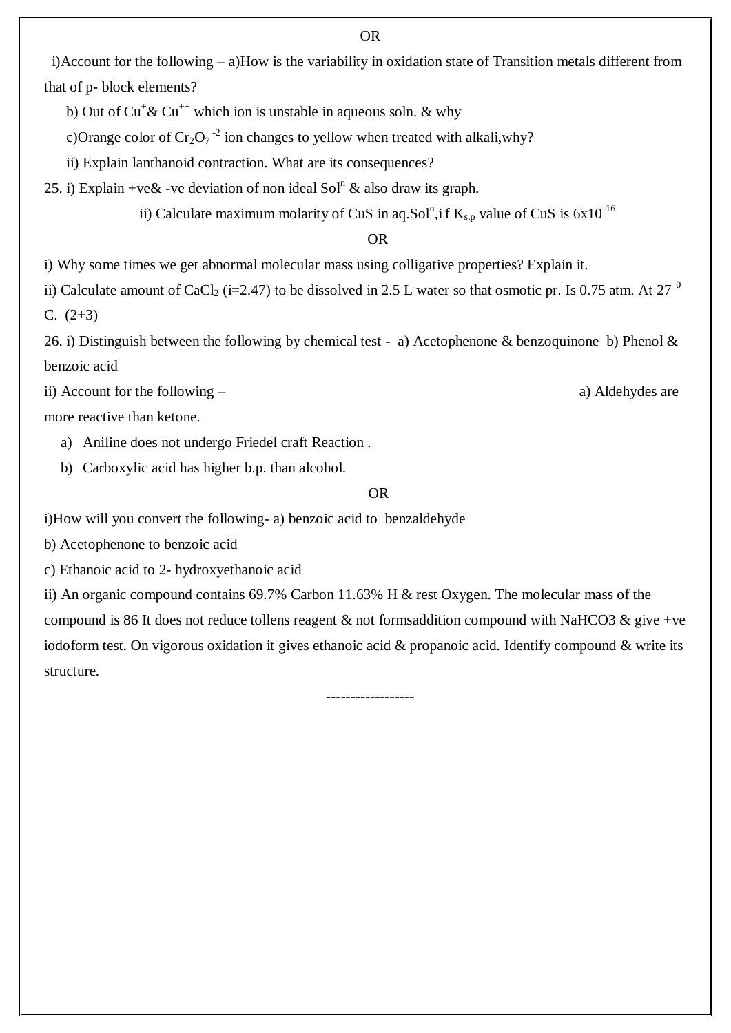OR

i)Account for the following – a)How is the variability in oxidation state of Transition metals different from that of p- block elements?

b) Out of $Cu^{+}$& $Cu^{++}$ which ion is unstable in aqueous soln. & why

c)Orange color of $Cr_2O_7^{-2}$ ion changes to yellow when treated with alkali,why?

ii) Explain lanthanoid contraction. What are its consequences?

25. i) Explain +ve& -ve deviation of non ideal $Sol^n$ & also draw its graph.

ii) Calculate maximum molarity of CuS in aq.$Sol^n$,i f $K_{s.p}$ value of CuS is $6x10^{-16}$

OR

i) Why some times we get abnormal molecular mass using colligative properties? Explain it.

ii) Calculate amount of $CaCl_2$ (i=2.47) to be dissolved in 2.5 L water so that osmotic pr. Is 0.75 atm. At 27 $^0$ C. (2+3)

26. i) Distinguish between the following by chemical test - a) Acetophenone & benzoquinone b) Phenol & benzoic acid

ii) Account for the following – a) Aldehydes are more reactive than ketone.

a) Aniline does not undergo Friedel craft Reaction .
b) Carboxylic acid has higher b.p. than alcohol.

OR

i)How will you convert the following- a) benzoic acid to benzaldehyde

b) Acetophenone to benzoic acid

c) Ethanoic acid to 2- hydroxyethanoic acid

ii) An organic compound contains 69.7% Carbon 11.63% H & rest Oxygen. The molecular mass of the compound is 86 It does not reduce tollens reagent & not formsaddition compound with NaHCO3 & give +ve iodoform test. On vigorous oxidation it gives ethanoic acid & propanoic acid. Identify compound & write its structure.

-----------------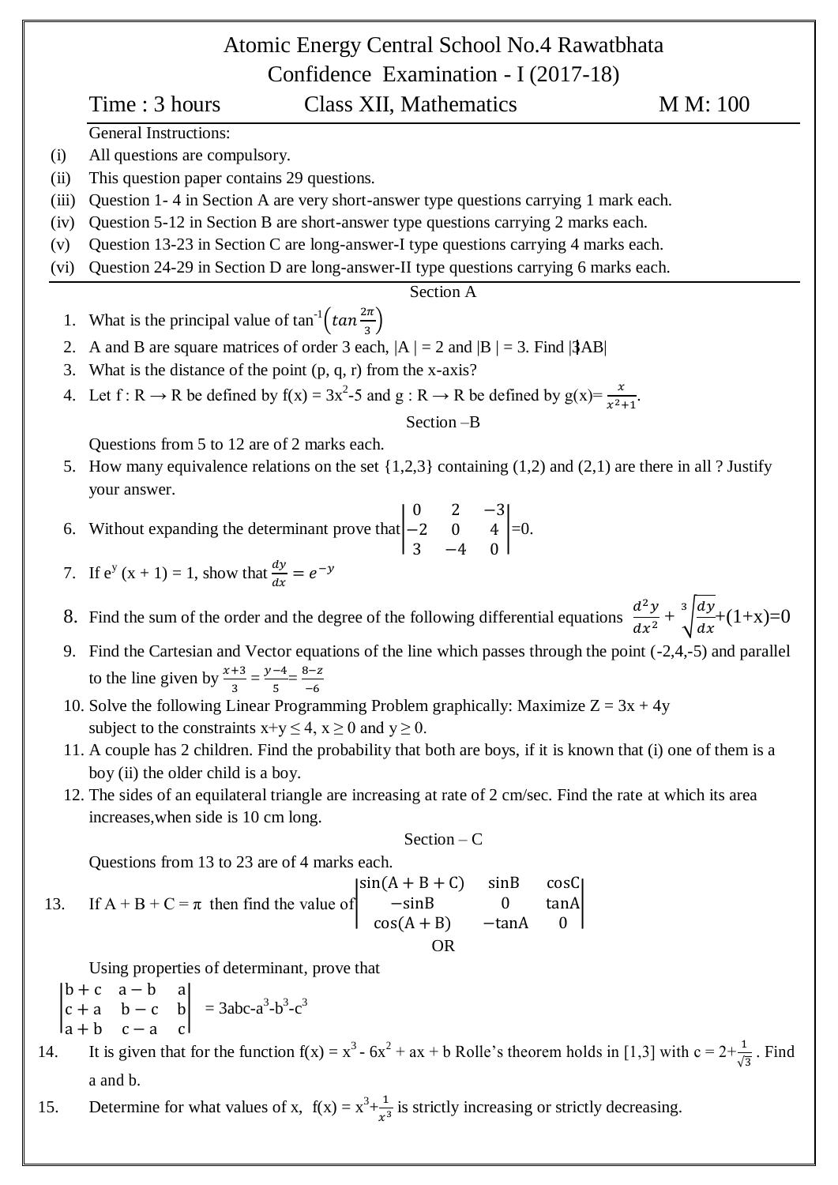# Atomic Energy Central School No.4 Rawatbhata

## Confidence Examination - I (2017-18)

**Time : 3 hours** | **Class XII, Mathematics** | **M M: 100**

General Instructions:

(i) All questions are compulsory.

(ii) This question paper contains 29 questions.

(iii) Question 1- 4 in Section A are very short-answer type questions carrying 1 mark each.

(iv) Question 5-12 in Section B are short-answer type questions carrying 2 marks each.

(v) Question 13-23 in Section C are long-answer-I type questions carrying 4 marks each.

(vi) Question 24-29 in Section D are long-answer-II type questions carrying 6 marks each.

### Section A

1. What is the principal value of $\tan^{-1}\left(\tan\frac{2\pi}{3}\right)$
2. A and B are square matrices of order 3 each, |A | = 2 and |B | = 3. Find |3AB|
3. What is the distance of the point (p, q, r) from the x-axis?
4. Let f : R → R be defined by $f(x) = 3x^2-5$ and g : R → R be defined by $g(x)= \frac{x}{x^2+1}$.

### Section –B

Questions from 5 to 12 are of 2 marks each.

5. How many equivalence relations on the set {1,2,3} containing (1,2) and (2,1) are there in all ? Justify your answer.
6. Without expanding the determinant prove that $\begin{vmatrix} 0 & 2 & -3 \\ -2 & 0 & 4 \\ 3 & -4 & 0 \end{vmatrix}=0$.
7. If $e^y (x + 1) = 1$, show that $\frac{dy}{dx} = e^{-y}$
8. Find the sum of the order and the degree of the following differential equations $\frac{d^2y}{dx^2} + \sqrt[3]{\frac{dy}{dx}}+(1+x)=0$
9. Find the Cartesian and Vector equations of the line which passes through the point (-2,4,-5) and parallel to the line given by $\frac{x+3}{3} = \frac{y-4}{5} = \frac{8-z}{-6}$
10. Solve the following Linear Programming Problem graphically: Maximize Z = 3x + 4y subject to the constraints $x+y \leq 4$, $x \geq 0$ and $y \geq 0$.
11. A couple has 2 children. Find the probability that both are boys, if it is known that (i) one of them is a boy (ii) the older child is a boy.
12. The sides of an equilateral triangle are increasing at rate of 2 cm/sec. Find the rate at which its area increases,when side is 10 cm long.

### Section – C

Questions from 13 to 23 are of 4 marks each.

13. If $A + B + C = \pi$ then find the value of $\begin{vmatrix} \sin(A+B+C) & \sin B & \cos C \\ -\sin B & 0 & \tan A \\ \cos(A+B) & -\tan A & 0 \end{vmatrix}$

OR

Using properties of determinant, prove that

$$\begin{vmatrix} b+c & a-b & a \\ c+a & b-c & b \\ a+b & c-a & c \end{vmatrix} = 3abc-a^3-b^3-c^3$$

14. It is given that for the function $f(x) = x^3 - 6x^2 + ax + b$ Rolle's theorem holds in [1,3] with $c = 2+\frac{1}{\sqrt{3}}$ . Find a and b.
15. Determine for what values of x, $f(x) = x^3+\frac{1}{x^3}$ is strictly increasing or strictly decreasing.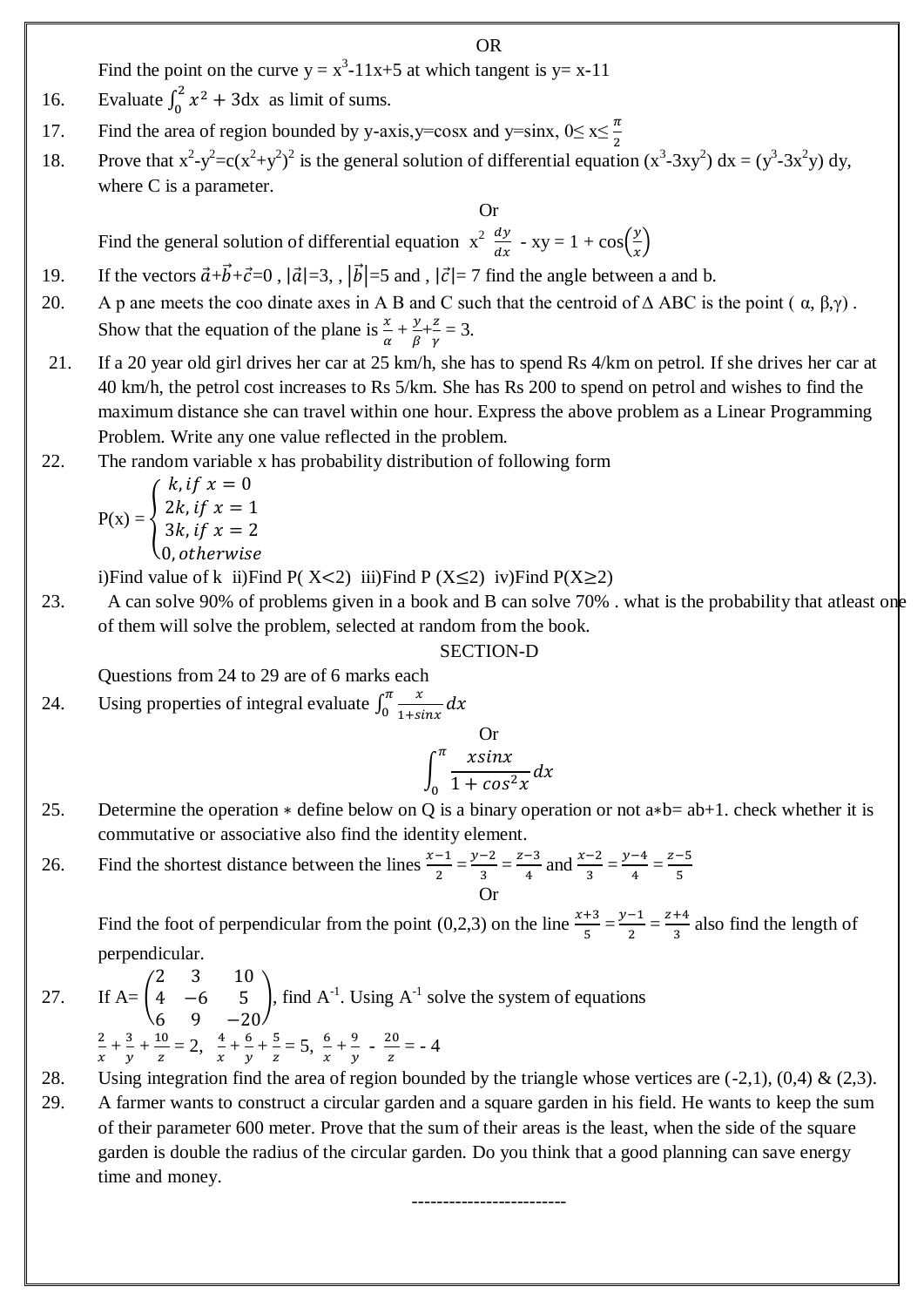OR

Find the point on the curve $y = x^3-11x+5$ at which tangent is $y= x-11$

16. Evaluate $\int_0^2 x^2 + 3dx$ as limit of sums.

17. Find the area of region bounded by y-axis, $y=\cos x$ and $y=\sin x$, $0\leq x\leq \frac{\pi}{2}$

18. Prove that $x^2-y^2=c(x^2+y^2)^2$ is the general solution of differential equation $(x^3-3xy^2)\, dx = (y^3-3x^2y)\, dy$, where C is a parameter.

Or

Find the general solution of differential equation $x^2 \frac{dy}{dx} - xy = 1 + \cos\left(\frac{y}{x}\right)$

19. If the vectors $\vec{a}+\vec{b}+\vec{c}=0$ , $|\vec{a}|=3$, , $|\vec{b}|=5$ and , $|\vec{c}|= 7$ find the angle between a and b.

20. A p ane meets the coo dinate axes in A B and C such that the centroid of $\Delta$ ABC is the point ( $\alpha, \beta,\gamma$) . Show that the equation of the plane is $\frac{x}{\alpha} + \frac{y}{\beta}+\frac{z}{\gamma} = 3$.

21. If a 20 year old girl drives her car at 25 km/h, she has to spend Rs 4/km on petrol. If she drives her car at 40 km/h, the petrol cost increases to Rs 5/km. She has Rs 200 to spend on petrol and wishes to find the maximum distance she can travel within one hour. Express the above problem as a Linear Programming Problem. Write any one value reflected in the problem.

22. The random variable x has probability distribution of following form

$$P(x) = \begin{cases} k, if\ x = 0 \\ 2k, if\ x = 1 \\ 3k, if\ x = 2 \\ 0, otherwise \end{cases}$$

i)Find value of k ii)Find P( X<2) iii)Find P (X≤2) iv)Find P(X≥2)

23. A can solve 90% of problems given in a book and B can solve 70% . what is the probability that atleast one of them will solve the problem, selected at random from the book.

## SECTION-D

Questions from 24 to 29 are of 6 marks each

24. Using properties of integral evaluate $\int_0^{\pi} \frac{x}{1+sinx}dx$

Or

$$\int_0^{\pi} \frac{xsinx}{1+cos^2x}dx$$

25. Determine the operation ∗ define below on Q is a binary operation or not a∗b= ab+1. check whether it is commutative or associative also find the identity element.

26. Find the shortest distance between the lines $\frac{x-1}{2} = \frac{y-2}{3} = \frac{z-3}{4}$ and $\frac{x-2}{3} = \frac{y-4}{4} = \frac{z-5}{5}$

Or

Find the foot of perpendicular from the point (0,2,3) on the line $\frac{x+3}{5} = \frac{y-1}{2} = \frac{z+4}{3}$ also find the length of perpendicular.

27. If $A= \begin{pmatrix} 2 & 3 & 10 \\ 4 & -6 & 5 \\ 6 & 9 & -20 \end{pmatrix}$, find $A^{-1}$. Using $A^{-1}$ solve the system of equations

$\frac{2}{x} + \frac{3}{y} + \frac{10}{z} = 2$, $\frac{4}{x} + \frac{6}{y} + \frac{5}{z} = 5$, $\frac{6}{x} + \frac{9}{y} - \frac{20}{z} = -4$

28. Using integration find the area of region bounded by the triangle whose vertices are (-2,1), (0,4) & (2,3).

29. A farmer wants to construct a circular garden and a square garden in his field. He wants to keep the sum of their parameter 600 meter. Prove that the sum of their areas is the least, when the side of the square garden is double the radius of the circular garden. Do you think that a good planning can save energy time and money.

------------------------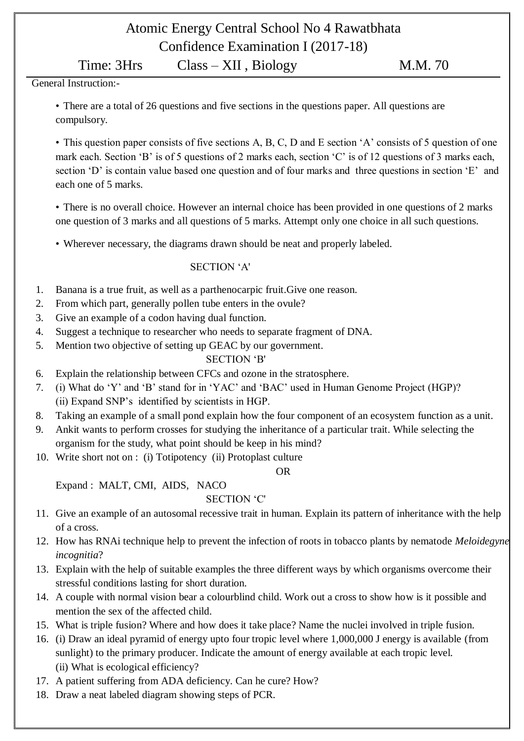# Atomic Energy Central School No 4 Rawatbhata

## Confidence Examination I (2017-18)

**Time: 3Hrs  Class – XII , Biology  M.M. 70**

General Instruction:-

- There are a total of 26 questions and five sections in the questions paper. All questions are compulsory.
- This question paper consists of five sections A, B, C, D and E section 'A' consists of 5 question of one mark each. Section 'B' is of 5 questions of 2 marks each, section 'C' is of 12 questions of 3 marks each, section 'D' is contain value based one question and of four marks and three questions in section 'E' and each one of 5 marks.
- There is no overall choice. However an internal choice has been provided in one questions of 2 marks one question of 3 marks and all questions of 5 marks. Attempt only one choice in all such questions.
- Wherever necessary, the diagrams drawn should be neat and properly labeled.

### SECTION 'A'

1. Banana is a true fruit, as well as a parthenocarpic fruit.Give one reason.
2. From which part, generally pollen tube enters in the ovule?
3. Give an example of a codon having dual function.
4. Suggest a technique to researcher who needs to separate fragment of DNA.
5. Mention two objective of setting up GEAC by our government.

### SECTION 'B'

6. Explain the relationship between CFCs and ozone in the stratosphere.
7. (i) What do 'Y' and 'B' stand for in 'YAC' and 'BAC' used in Human Genome Project (HGP)?
   (ii) Expand SNP's identified by scientists in HGP.
8. Taking an example of a small pond explain how the four component of an ecosystem function as a unit.
9. Ankit wants to perform crosses for studying the inheritance of a particular trait. While selecting the organism for the study, what point should be keep in his mind?
10. Write short not on : (i) Totipotency (ii) Protoplast culture

    OR

    Expand : MALT, CMI, AIDS, NACO

### SECTION 'C'

11. Give an example of an autosomal recessive trait in human. Explain its pattern of inheritance with the help of a cross.
12. How has RNAi technique help to prevent the infection of roots in tobacco plants by nematode *Meloidegyne incognitia*?
13. Explain with the help of suitable examples the three different ways by which organisms overcome their stressful conditions lasting for short duration.
14. A couple with normal vision bear a colourblind child. Work out a cross to show how is it possible and mention the sex of the affected child.
15. What is triple fusion? Where and how does it take place? Name the nuclei involved in triple fusion.
16. (i) Draw an ideal pyramid of energy upto four tropic level where 1,000,000 J energy is available (from sunlight) to the primary producer. Indicate the amount of energy available at each tropic level.
    (ii) What is ecological efficiency?
17. A patient suffering from ADA deficiency. Can he cure? How?
18. Draw a neat labeled diagram showing steps of PCR.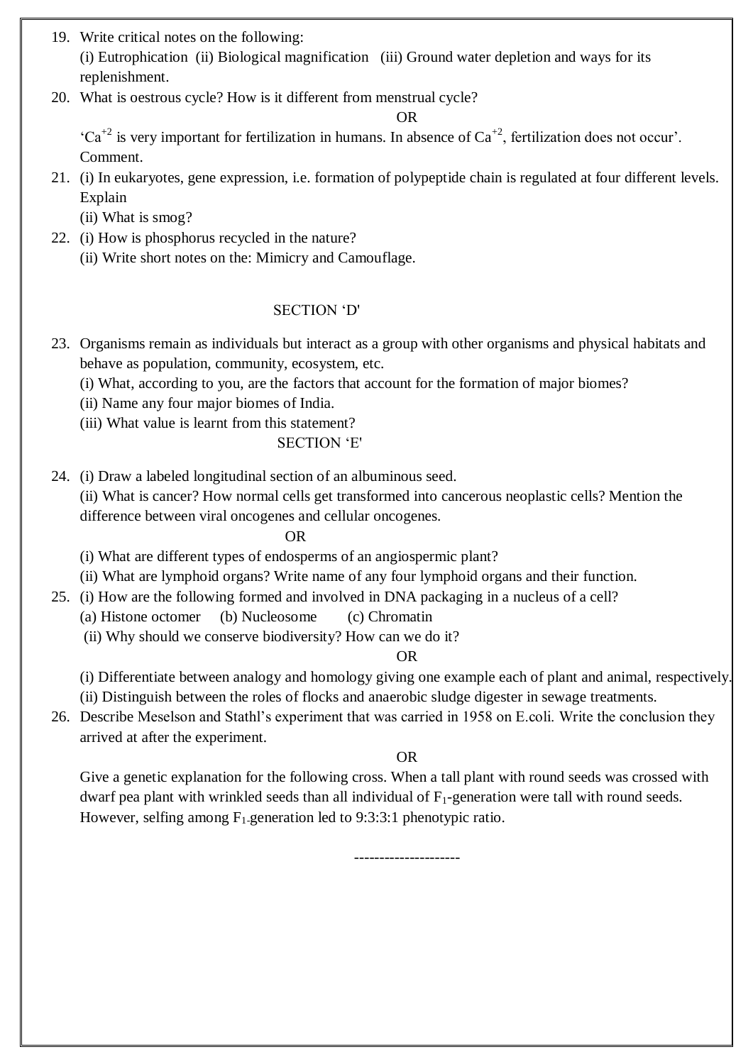19. Write critical notes on the following:
    (i) Eutrophication (ii) Biological magnification (iii) Ground water depletion and ways for its replenishment.
20. What is oestrous cycle? How is it different from menstrual cycle?

    OR

    '$Ca^{+2}$ is very important for fertilization in humans. In absence of $Ca^{+2}$, fertilization does not occur'. Comment.
21. (i) In eukaryotes, gene expression, i.e. formation of polypeptide chain is regulated at four different levels. Explain
    (ii) What is smog?
22. (i) How is phosphorus recycled in the nature?
    (ii) Write short notes on the: Mimicry and Camouflage.

## SECTION 'D'

23. Organisms remain as individuals but interact as a group with other organisms and physical habitats and behave as population, community, ecosystem, etc.
    (i) What, according to you, are the factors that account for the formation of major biomes?
    (ii) Name any four major biomes of India.
    (iii) What value is learnt from this statement?

## SECTION 'E'

24. (i) Draw a labeled longitudinal section of an albuminous seed.
    (ii) What is cancer? How normal cells get transformed into cancerous neoplastic cells? Mention the difference between viral oncogenes and cellular oncogenes.

    OR

    (i) What are different types of endosperms of an angiospermic plant?
    (ii) What are lymphoid organs? Write name of any four lymphoid organs and their function.
25. (i) How are the following formed and involved in DNA packaging in a nucleus of a cell?
    (a) Histone octomer (b) Nucleosome (c) Chromatin
    (ii) Why should we conserve biodiversity? How can we do it?

    OR

    (i) Differentiate between analogy and homology giving one example each of plant and animal, respectively.
    (ii) Distinguish between the roles of flocks and anaerobic sludge digester in sewage treatments.
26. Describe Meselson and Stathl's experiment that was carried in 1958 on E.coli. Write the conclusion they arrived at after the experiment.

    OR

    Give a genetic explanation for the following cross. When a tall plant with round seeds was crossed with dwarf pea plant with wrinkled seeds than all individual of $F_1$-generation were tall with round seeds. However, selfing among $F_1$-generation led to 9:3:3:1 phenotypic ratio.

---------------------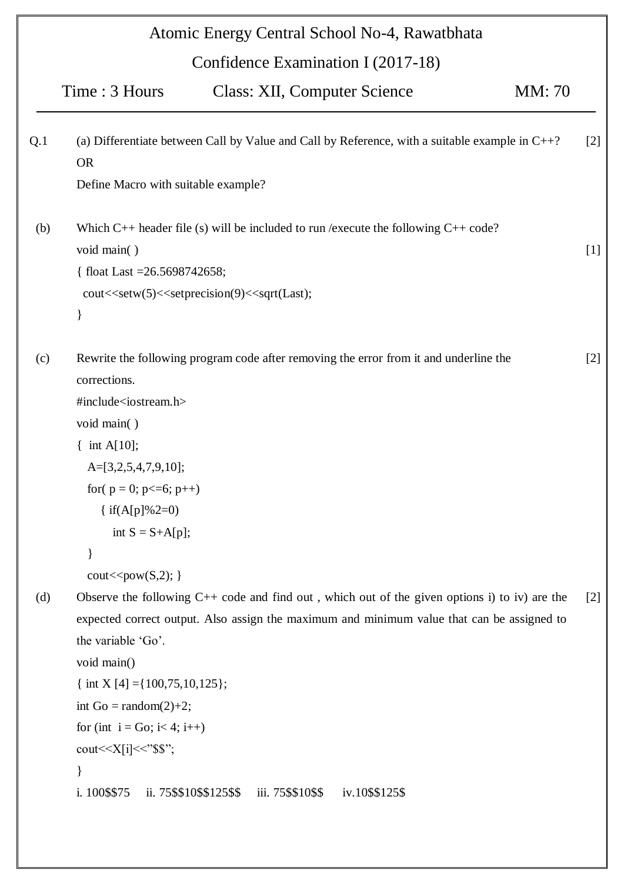# Atomic Energy Central School No-4, Rawatbhata

## Confidence Examination I (2017-18)

**Time : 3 Hours** | **Class: XII, Computer Science** | **MM: 70**

---

**Q.1** (a) Differentiate between Call by Value and Call by Reference, with a suitable example in C++? [2]

OR

Define Macro with suitable example?

(b) Which C++ header file (s) will be included to run /execute the following C++ code? [1]

```
void main( )
{ float Last =26.5698742658;
  cout<<setw(5)<<setprecision(9)<<sqrt(Last);
}
```

(c) Rewrite the following program code after removing the error from it and underline the corrections. [2]

```
#include<iostream.h>
void main( )
{  int A[10];
   A=[3,2,5,4,7,9,10];
   for( p = 0; p<=6; p++)
     { if(A[p]%2=0)
         int S = S+A[p];
   }
   cout<<pow(S,2); }
```

(d) Observe the following C++ code and find out , which out of the given options i) to iv) are the expected correct output. Also assign the maximum and minimum value that can be assigned to the variable 'Go'. [2]

```
void main()
{ int X [4] ={100,75,10,125};
int Go = random(2)+2;
for (int  i = Go; i< 4; i++)
cout<<X[i]<<"$$";
}
```

i. 100$$75    ii. 75$$10$$125$$    iii. 75$$10$$    iv.10$$125$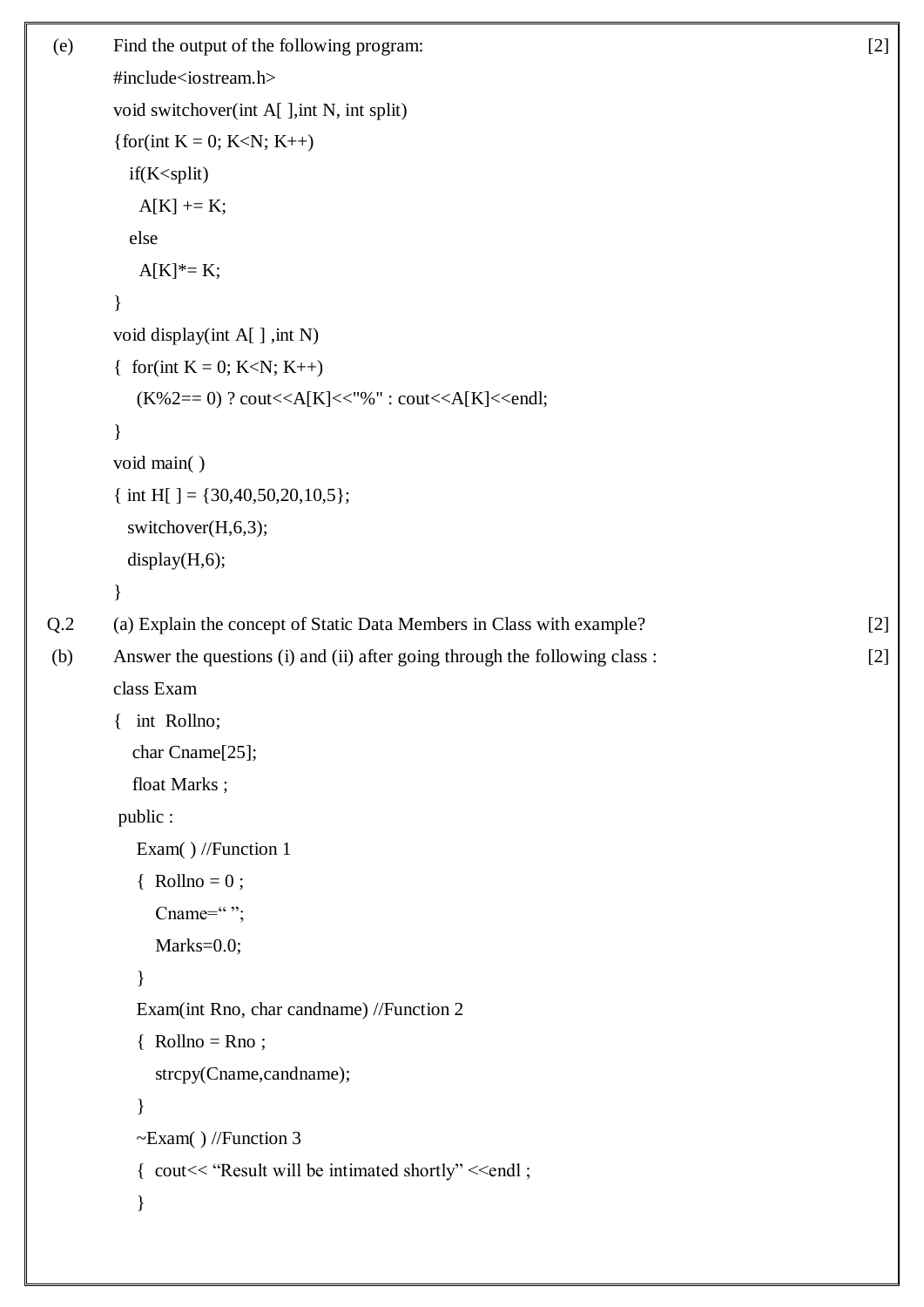(e) Find the output of the following program: [2]

```
#include<iostream.h>
void switchover(int A[ ],int N, int split)
{for(int K = 0; K<N; K++)
   if(K<split)
     A[K] += K;
   else
     A[K]*= K;
}
void display(int A[ ] ,int N)
{  for(int K = 0; K<N; K++)
     (K%2== 0) ? cout<<A[K]<<"%" : cout<<A[K]<<endl;
}
void main( )
{ int H[ ] = {30,40,50,20,10,5};
   switchover(H,6,3);
   display(H,6);
}
```

Q.2 (a) Explain the concept of Static Data Members in Class with example? [2]

(b) Answer the questions (i) and (ii) after going through the following class : [2]

```
class Exam
{   int  Rollno;
    char Cname[25];
    float Marks ;
 public :
     Exam( ) //Function 1
     {  Rollno = 0 ;
        Cname=“ ”;
        Marks=0.0;
     }
     Exam(int Rno, char candname) //Function 2
     {  Rollno = Rno ;
        strcpy(Cname,candname);
     }
     ~Exam( ) //Function 3
     {  cout<< “Result will be intimated shortly” <<endl ;
     }
```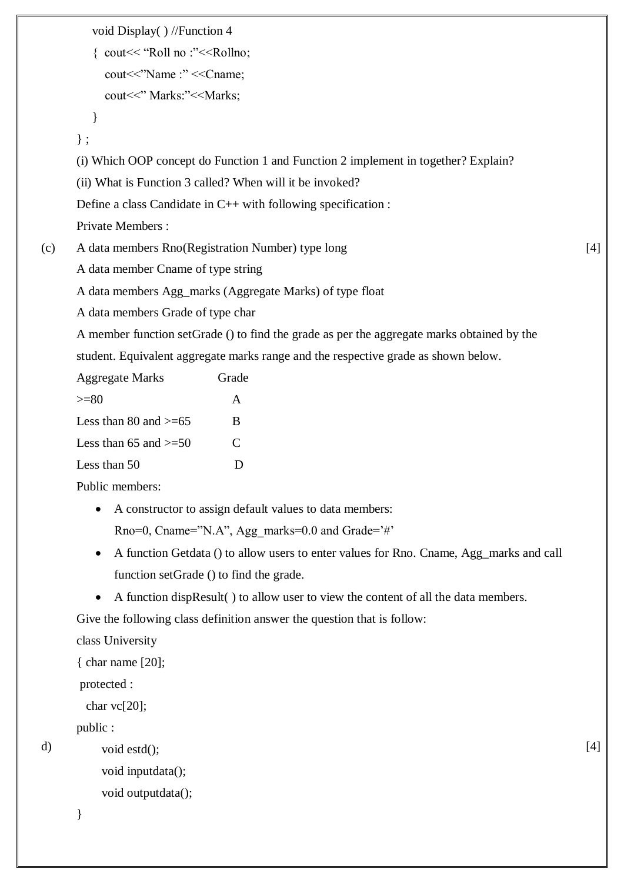```
    void Display( ) //Function 4
    {  cout<< "Roll no :"<<Rollno;
       cout<<"Name :" <<Cname;
       cout<<" Marks:"<<Marks;
    }
};
```

(i) Which OOP concept do Function 1 and Function 2 implement in together? Explain?

(ii) What is Function 3 called? When will it be invoked?

(c) Define a class Candidate in C++ with following specification : [4]

Private Members :

A data members Rno(Registration Number) type long

A data member Cname of type string

A data members Agg_marks (Aggregate Marks) of type float

A data members Grade of type char

A member function setGrade () to find the grade as per the aggregate marks obtained by the student. Equivalent aggregate marks range and the respective grade as shown below.

| Aggregate Marks | Grade |
|---|---|
| >=80 | A |
| Less than 80 and >=65 | B |
| Less than 65 and >=50 | C |
| Less than 50 | D |

Public members:

- A constructor to assign default values to data members: Rno=0, Cname="N.A", Agg_marks=0.0 and Grade='#'
- A function Getdata () to allow users to enter values for Rno. Cname, Agg_marks and call function setGrade () to find the grade.
- A function dispResult( ) to allow user to view the content of all the data members.

d) Give the following class definition answer the question that is follow: [4]

```
class University
{ char name [20];
 protected :
   char vc[20];
public :
     void estd();
     void inputdata();
     void outputdata();
}
```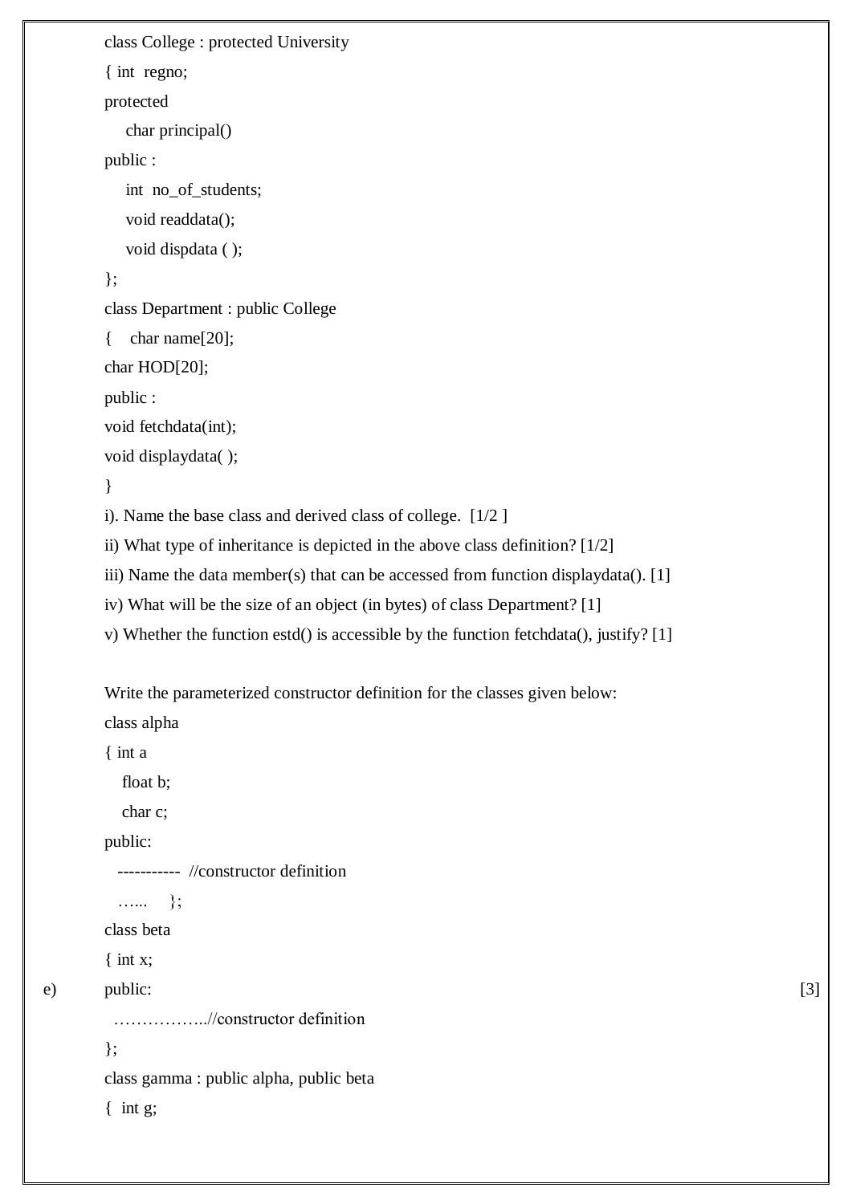```
class College : protected University
{ int  regno;
protected
    char principal()
public :
    int  no_of_students;
    void readdata();
    void dispdata ( );
};
class Department : public College
{    char name[20];
char HOD[20];
public :
void fetchdata(int);
void displaydata( );
}
```

i). Name the base class and derived class of college. [1/2 ]

ii) What type of inheritance is depicted in the above class definition? [1/2]

iii) Name the data member(s) that can be accessed from function displaydata(). [1]

iv) What will be the size of an object (in bytes) of class Department? [1]

v) Whether the function estd() is accessible by the function fetchdata(), justify? [1]

e) Write the parameterized constructor definition for the classes given below: [3]

```
class alpha
{ int a
   float b;
   char c;
public:
   ----------  //constructor definition
   …...    };
class beta
{ int x;
public:
  ……………..//constructor definition
};
class gamma : public alpha, public beta
{  int g;
```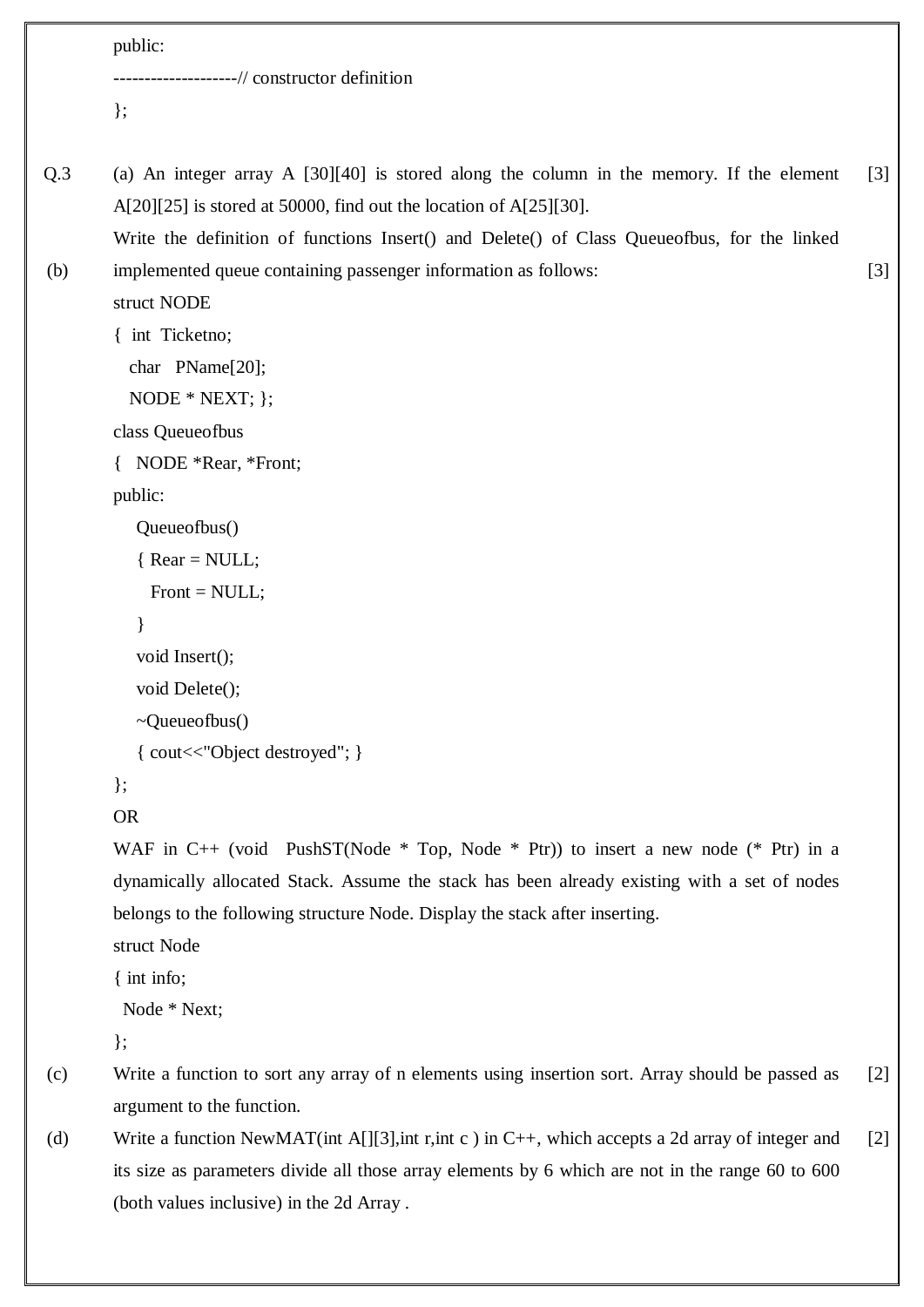```
public:
--------------------// constructor definition
};
```

**Q.3**

(a) An integer array A [30][40] is stored along the column in the memory. If the element A[20][25] is stored at 50000, find out the location of A[25][30]. [3]

(b) Write the definition of functions Insert() and Delete() of Class Queueofbus, for the linked implemented queue containing passenger information as follows: [3]

```
struct NODE
{  int  Ticketno;
   char   PName[20];
   NODE * NEXT; };
class Queueofbus
{   NODE *Rear, *Front;
public:
     Queueofbus()
     { Rear = NULL;
       Front = NULL;
     }
     void Insert();
     void Delete();
     ~Queueofbus()
     { cout<<"Object destroyed"; }
};
```

OR

WAF in C++ (void PushST(Node * Top, Node * Ptr)) to insert a new node (* Ptr) in a dynamically allocated Stack. Assume the stack has been already existing with a set of nodes belongs to the following structure Node. Display the stack after inserting.

```
struct Node
{ int info;
  Node * Next;
};
```

(c) Write a function to sort any array of n elements using insertion sort. Array should be passed as argument to the function. [2]

(d) Write a function NewMAT(int A[][3],int r,int c ) in C++, which accepts a 2d array of integer and its size as parameters divide all those array elements by 6 which are not in the range 60 to 600 (both values inclusive) in the 2d Array . [2]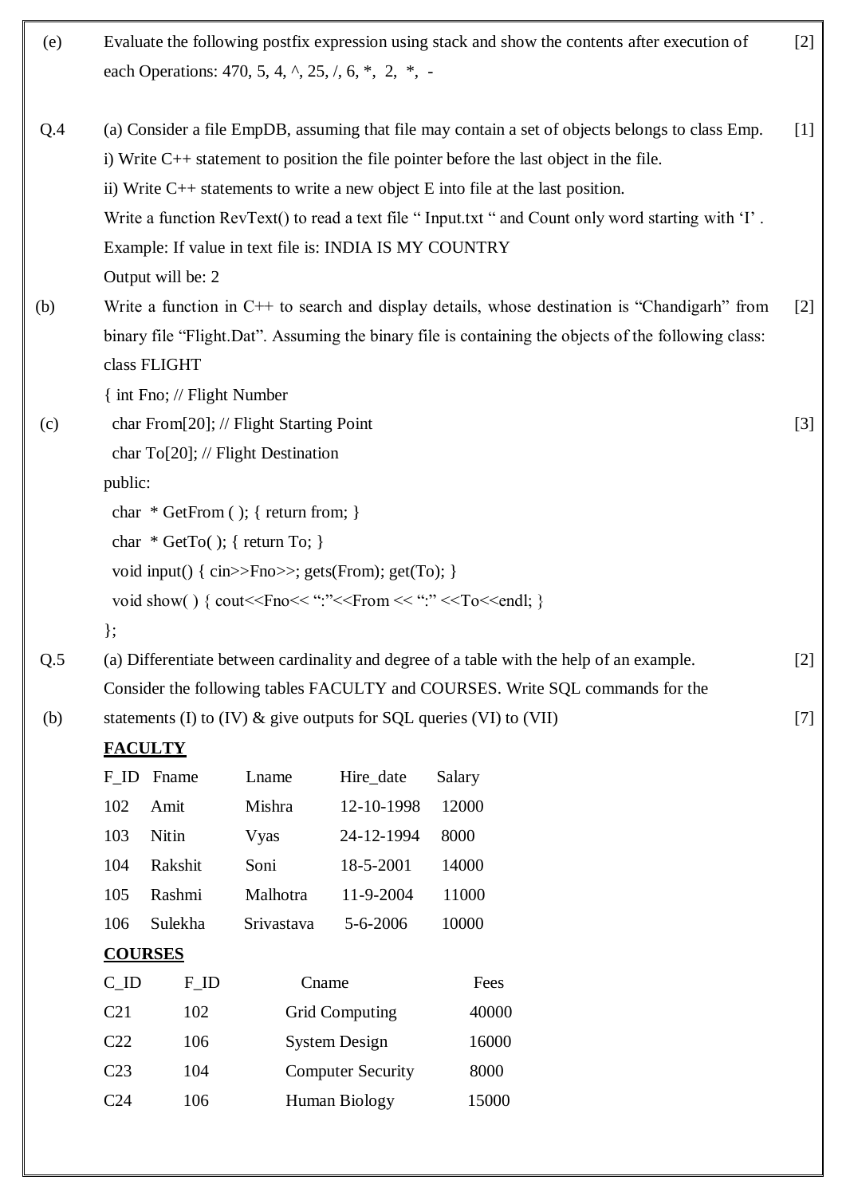(e) Evaluate the following postfix expression using stack and show the contents after execution of each Operations: 470, 5, 4, ^, 25, /, 6, *, 2, *, - [2]

Q.4 (a) Consider a file EmpDB, assuming that file may contain a set of objects belongs to class Emp. [1]

i) Write C++ statement to position the file pointer before the last object in the file.

ii) Write C++ statements to write a new object E into file at the last position.

(b) Write a function RevText() to read a text file " Input.txt " and Count only word starting with 'I' . [2]

Example: If value in text file is: INDIA IS MY COUNTRY

Output will be: 2

(c) Write a function in C++ to search and display details, whose destination is "Chandigarh" from binary file "Flight.Dat". Assuming the binary file is containing the objects of the following class: [3]

```
class FLIGHT
{ int Fno; // Flight Number
  char From[20]; // Flight Starting Point
  char To[20]; // Flight Destination
public:
  char  * GetFrom ( ); { return from; }
  char  * GetTo( ); { return To; }
  void input() { cin>>Fno>>; gets(From); get(To); }
  void show( ) { cout<<Fno<< ":"<<From << ":" <<To<<endl; }
};
```

Q.5 (a) Differentiate between cardinality and degree of a table with the help of an example. [2]

(b) Consider the following tables FACULTY and COURSES. Write SQL commands for the statements (I) to (IV) & give outputs for SQL queries (VI) to (VII) [7]

**FACULTY**

| F_ID | Fname | Lname | Hire_date | Salary |
|---|---|---|---|---|
| 102 | Amit | Mishra | 12-10-1998 | 12000 |
| 103 | Nitin | Vyas | 24-12-1994 | 8000 |
| 104 | Rakshit | Soni | 18-5-2001 | 14000 |
| 105 | Rashmi | Malhotra | 11-9-2004 | 11000 |
| 106 | Sulekha | Srivastava | 5-6-2006 | 10000 |

**COURSES**

| C_ID | F_ID | Cname | Fees |
|---|---|---|---|
| C21 | 102 | Grid Computing | 40000 |
| C22 | 106 | System Design | 16000 |
| C23 | 104 | Computer Security | 8000 |
| C24 | 106 | Human Biology | 15000 |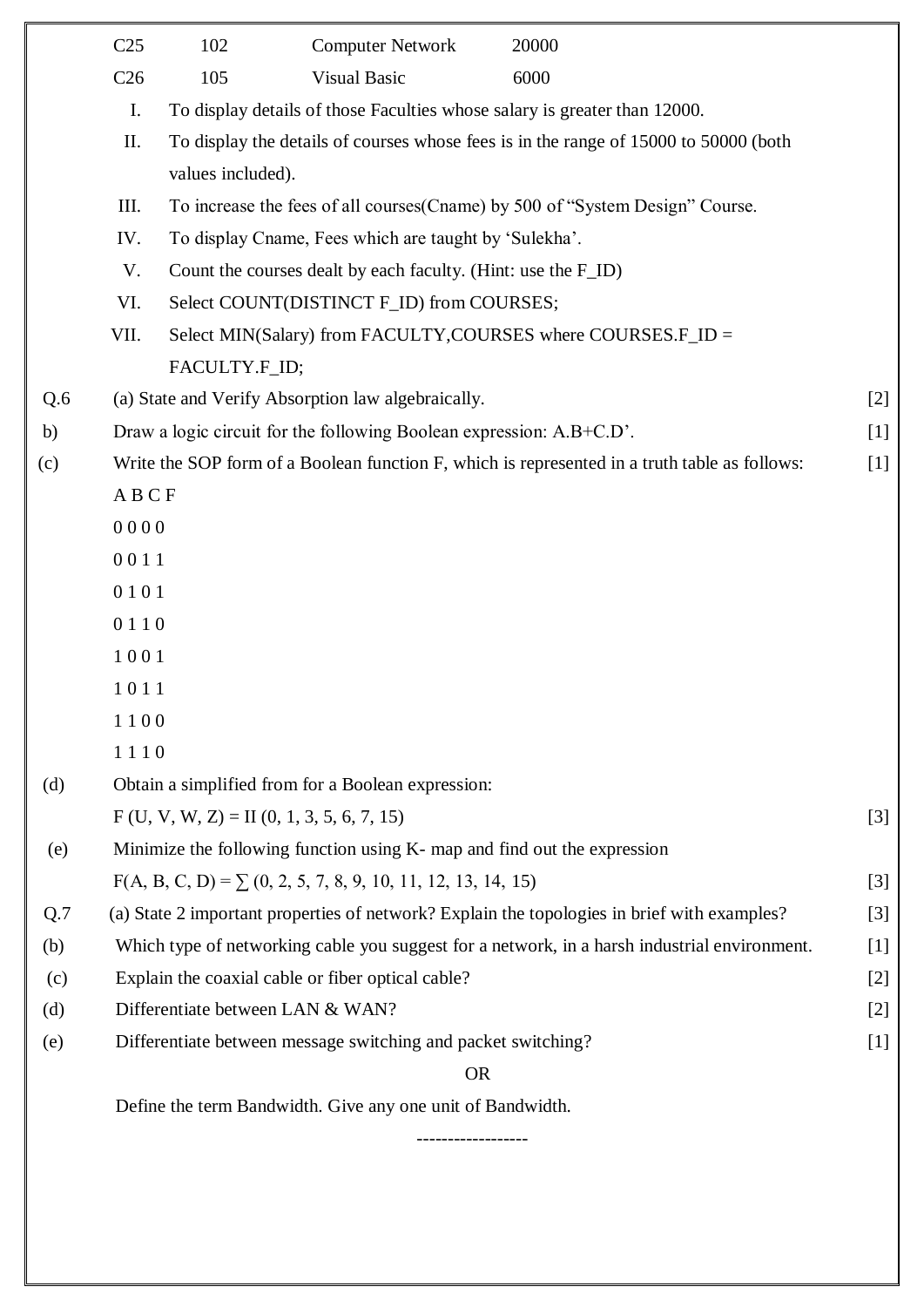| C25 | 102 | Computer Network | 20000 |
|---|---|---|---|
| C26 | 105 | Visual Basic | 6000 |

I. To display details of those Faculties whose salary is greater than 12000.

II. To display the details of courses whose fees is in the range of 15000 to 50000 (both values included).

III. To increase the fees of all courses(Cname) by 500 of "System Design" Course.

IV. To display Cname, Fees which are taught by 'Sulekha'.

V. Count the courses dealt by each faculty. (Hint: use the F_ID)

VI. Select COUNT(DISTINCT F_ID) from COURSES;

VII. Select MIN(Salary) from FACULTY,COURSES where COURSES.F_ID = FACULTY.F_ID;

**Q.6** (a) State and Verify Absorption law algebraically. [2]

b) Draw a logic circuit for the following Boolean expression: A.B+C.D'. [1]

(c) Write the SOP form of a Boolean function F, which is represented in a truth table as follows: [1]

| A | B | C | F |
|---|---|---|---|
| 0 | 0 | 0 | 0 |
| 0 | 0 | 1 | 1 |
| 0 | 1 | 0 | 1 |
| 0 | 1 | 1 | 0 |
| 1 | 0 | 0 | 1 |
| 1 | 0 | 1 | 1 |
| 1 | 1 | 0 | 0 |
| 1 | 1 | 1 | 0 |

(d) Obtain a simplified from for a Boolean expression:

F (U, V, W, Z) = II (0, 1, 3, 5, 6, 7, 15) [3]

(e) Minimize the following function using K- map and find out the expression

F(A, B, C, D) = $\sum$ (0, 2, 5, 7, 8, 9, 10, 11, 12, 13, 14, 15) [3]

**Q.7** (a) State 2 important properties of network? Explain the topologies in brief with examples? [3]

(b) Which type of networking cable you suggest for a network, in a harsh industrial environment. [1]

(c) Explain the coaxial cable or fiber optical cable? [2]

(d) Differentiate between LAN & WAN? [2]

(e) Differentiate between message switching and packet switching? [1]

OR

Define the term Bandwidth. Give any one unit of Bandwidth.

------------------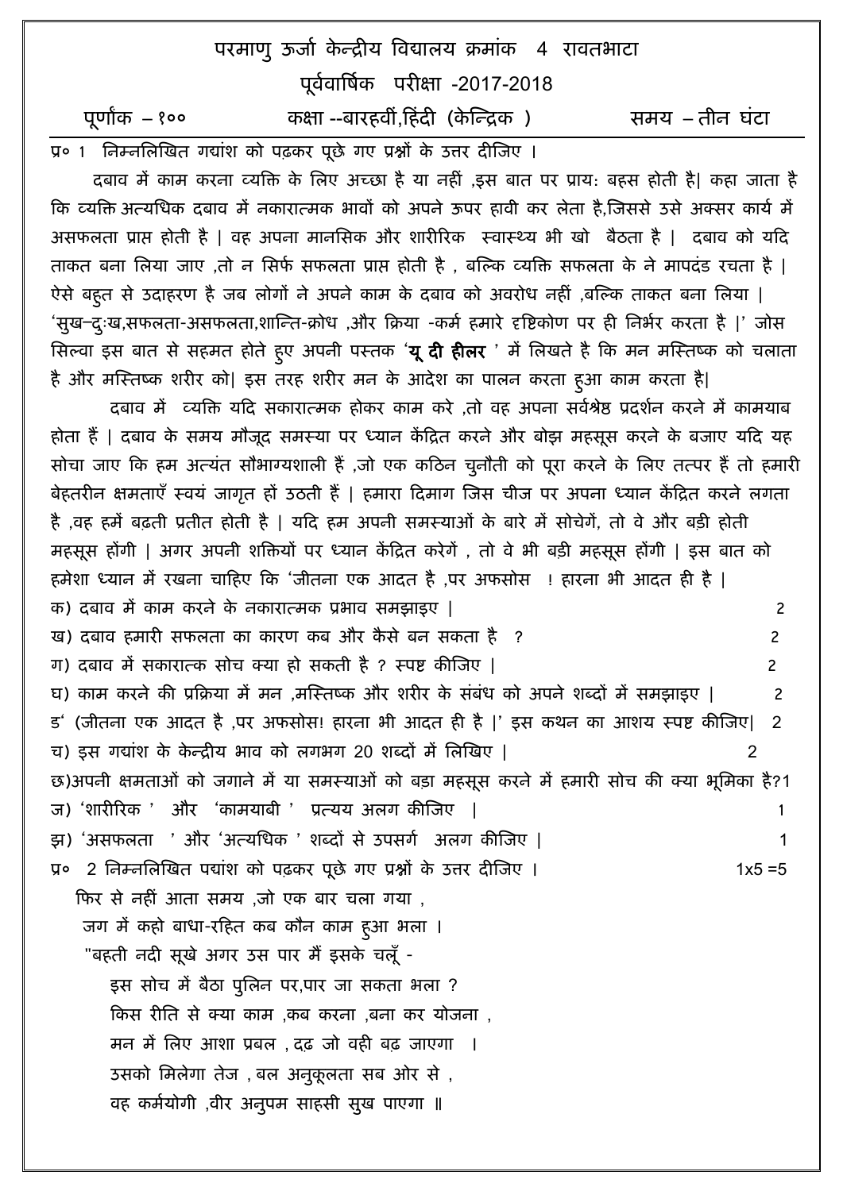# परमाणु ऊर्जा केन्द्रीय विद्यालय क्रमांक 4 रावतभाटा

## पूर्ववार्षिक परीक्षा -2017-2018

पूर्णांक – १००  कक्षा --बारहवीं,हिंदी (केन्द्रिक )  समय – तीन घंटा

प्र० 1 निम्नलिखित गद्यांश को पढ़कर पूछे गए प्रश्नों के उत्तर दीजिए ।

दबाव में काम करना व्यक्ति के लिए अच्छा है या नहीं ,इस बात पर प्रायः बहस होती है| कहा जाता है कि व्यक्ति अत्यधिक दबाव में नकारात्मक भावों को अपने ऊपर हावी कर लेता है,जिससे उसे अक्सर कार्य में असफलता प्राप्त होती है | वह अपना मानसिक और शारीरिक स्वास्थ्य भी खो बैठता है | दबाव को यदि ताकत बना लिया जाए ,तो न सिर्फ सफलता प्राप्त होती है , बल्कि व्यक्ति सफलता के ने मापदंड रचता है | ऐसे बहुत से उदाहरण है जब लोगों ने अपने काम के दबाव को अवरोध नहीं ,बल्कि ताकत बना लिया | 'सुख–दुःख,सफलता-असफलता,शान्ति-क्रोध ,और क्रिया -कर्म हमारे दृष्टिकोण पर ही निर्भर करता है |' जोस सिल्वा इस बात से सहमत होते हुए अपनी पुस्तक '**यू दी हीलर** ' में लिखते है कि मन मस्तिष्क को चलाता है और मस्तिष्क शरीर को| इस तरह शरीर मन के आदेश का पालन करता हुआ काम करता है|

दबाव में व्यक्ति यदि सकारात्मक होकर काम करे ,तो वह अपना सर्वश्रेष्ठ प्रदर्शन करने में कामयाब होता हैं | दबाव के समय मौजूद समस्या पर ध्यान केंद्रित करने और बोझ महसूस करने के बजाए यदि यह सोचा जाए कि हम अत्यंत सौभाग्यशाली हैं ,जो एक कठिन चुनौती को पूरा करने के लिए तत्पर हैं तो हमारी बेहतरीन क्षमताएँ स्वयं जागृत हों उठती हैं | हमारा दिमाग जिस चीज पर अपना ध्यान केंद्रित करने लगता है ,वह हमें बढ़ती प्रतीत होती है | यदि हम अपनी समस्याओं के बारे में सोचेगें, तो वे और बड़ी होती महसूस होंगी | अगर अपनी शक्तियों पर ध्यान केंद्रित करेगें , तो वे भी बड़ी महसूस होंगी | इस बात को हमेशा ध्यान में रखना चाहिए कि 'जीतना एक आदत है ,पर अफसोस ! हारना भी आदत ही है |

क) दबाव में काम करने के नकारात्मक प्रभाव समझाइए | 2

ख) दबाव हमारी सफलता का कारण कब और कैसे बन सकता है ? 2

ग) दबाव में सकारात्क सोच क्या हो सकती है ? स्पष्ट कीजिए | 2

घ) काम करने की प्रक्रिया में मन ,मस्तिष्क और शरीर के संबंध को अपने शब्दों में समझाइए | 2

ङ' (जीतना एक आदत है ,पर अफसोस! हारना भी आदत ही है |' इस कथन का आशय स्पष्ट कीजिए| 2

च) इस गद्यांश के केन्द्रीय भाव को लगभग 20 शब्दों में लिखिए | 2

छ)अपनी क्षमताओं को जगाने में या समस्याओं को बड़ा महसूस करने में हमारी सोच की क्या भूमिका है?1

ज) 'शारीरिक ' और 'कामयाबी ' प्रत्यय अलग कीजिए | 1

झ) 'असफलता ' और 'अत्यधिक ' शब्दों से उपसर्ग अलग कीजिए | 1

प्र० 2 निम्नलिखित पद्यांश को पढ़कर पूछे गए प्रश्नों के उत्तर दीजिए । 1x5 =5

फिर से नहीं आता समय ,जो एक बार चला गया ,  
जग में कहो बाधा-रहित कब कौन काम हुआ भला ।  
"बहती नदी सूखे अगर उस पार मैं इसके चलूँ -  
इस सोच में बैठा पुलिन पर,पार जा सकता भला ?  
किस रीति से क्या काम ,कब करना ,बना कर योजना ,  
मन में लिए आशा प्रबल , दृढ़ जो वही बढ़ जाएगा ।  
उसको मिलेगा तेज , बल अनुकूलता सब ओर से ,  
वह कर्मयोगी ,वीर अनुपम साहसी सुख पाएगा ॥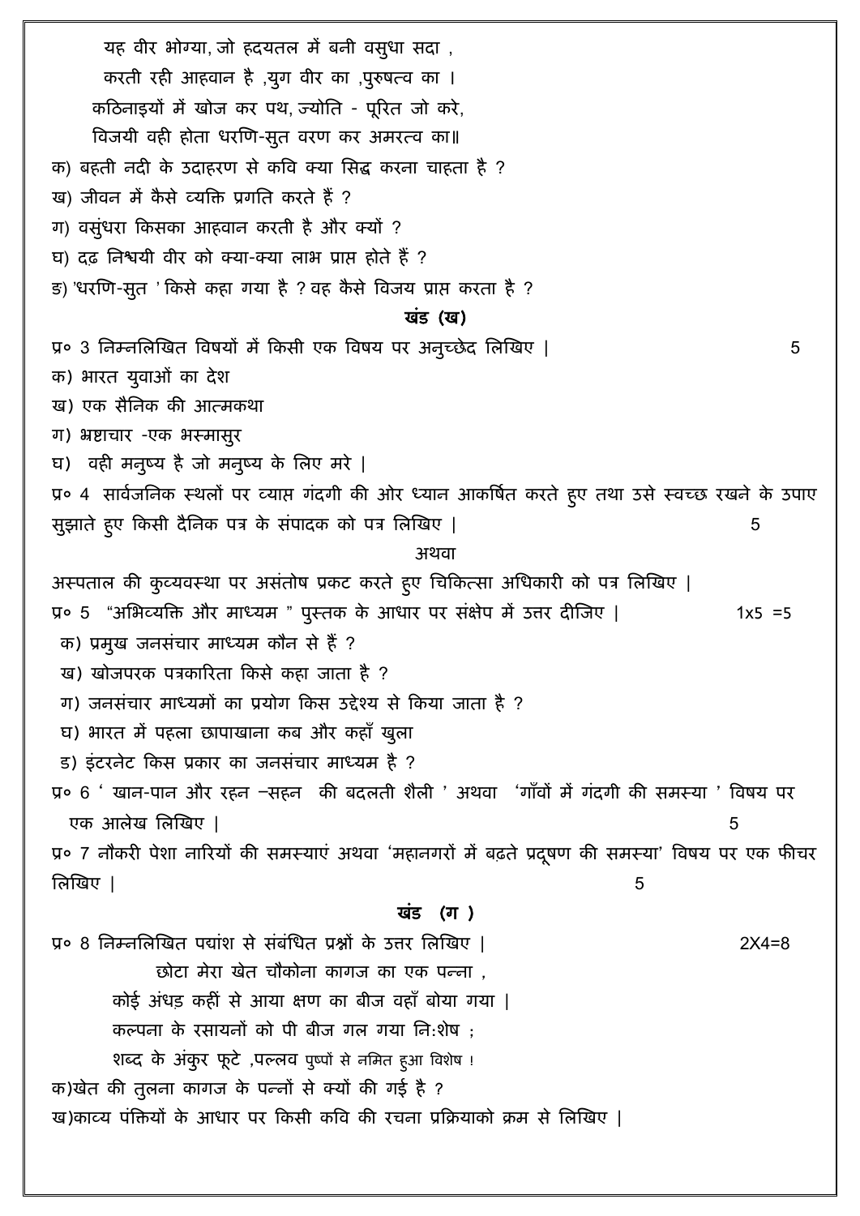यह वीर भोग्या, जो हृदयतल में बनी वसुधा सदा ,
करती रही आहवान है ,युग वीर का ,पुरुषत्व का ।
कठिनाइयों में खोज कर पथ, ज्योति - पूरित जो करे,
विजयी वही होता धरणि-सुत वरण कर अमरत्व का॥

क) बहती नदी के उदाहरण से कवि क्या सिद्ध करना चाहता है ?
ख) जीवन में कैसे व्यक्ति प्रगति करते हैं ?
ग) वसुंधरा किसका आहवान करती है और क्यों ?
घ) दृढ निश्चयी वीर को क्या-क्या लाभ प्राप्त होते हैं ?
ङ) 'धरणि-सुत ' किसे कहा गया है ? वह कैसे विजय प्राप्त करता है ?

## खंड (ख)

प्र० 3 निम्नलिखित विषयों में किसी एक विषय पर अनुच्छेद लिखिए | 5

क) भारत युवाओं का देश
ख) एक सैनिक की आत्मकथा
ग) भ्रष्टाचार -एक भस्मासुर
घ) वही मनुष्य है जो मनुष्य के लिए मरे |

प्र० 4 सार्वजनिक स्थलों पर व्याप्त गंदगी की ओर ध्यान आकर्षित करते हुए तथा उसे स्वच्छ रखने के उपाए सुझाते हुए किसी दैनिक पत्र के संपादक को पत्र लिखिए | 5

अथवा

अस्पताल की कुव्यवस्था पर असंतोष प्रकट करते हुए चिकित्सा अधिकारी को पत्र लिखिए |

प्र० 5 "अभिव्यक्ति और माध्यम " पुस्तक के आधार पर संक्षेप में उत्तर दीजिए | 1x5 =5

क) प्रमुख जनसंचार माध्यम कौन से हैं ?
ख) खोजपरक पत्रकारिता किसे कहा जाता है ?
ग) जनसंचार माध्यमों का प्रयोग किस उद्देश्य से किया जाता है ?
घ) भारत में पहला छापाखाना कब और कहाँ खुला
ड) इंटरनेट किस प्रकार का जनसंचार माध्यम है ?

प्र० 6 ' खान-पान और रहन –सहन की बदलती शैली ' अथवा 'गाँवों में गंदगी की समस्या ' विषय पर एक आलेख लिखिए | 5

प्र० 7 नौकरी पेशा नारियों की समस्याएं अथवा 'महानगरों में बढ़ते प्रदूषण की समस्या' विषय पर एक फीचर लिखिए | 5

## खंड (ग )

प्र० 8 निम्नलिखित पद्यांश से संबंधित प्रश्नों के उत्तर लिखिए | 2X4=8

छोटा मेरा खेत चौकोना कागज का एक पन्ना ,
कोई अंधड़ कहीं से आया क्षण का बीज वहाँ बोया गया |
कल्पना के रसायनों को पी बीज गल गया नि:शेष ;
शब्द के अंकुर फूटे ,पल्लव पुष्पों से नमित हुआ विशेष !

क)खेत की तुलना कागज के पन्नों से क्यों की गई है ?
ख)काव्य पंक्तियों के आधार पर किसी कवि की रचना प्रक्रियाको क्रम से लिखिए |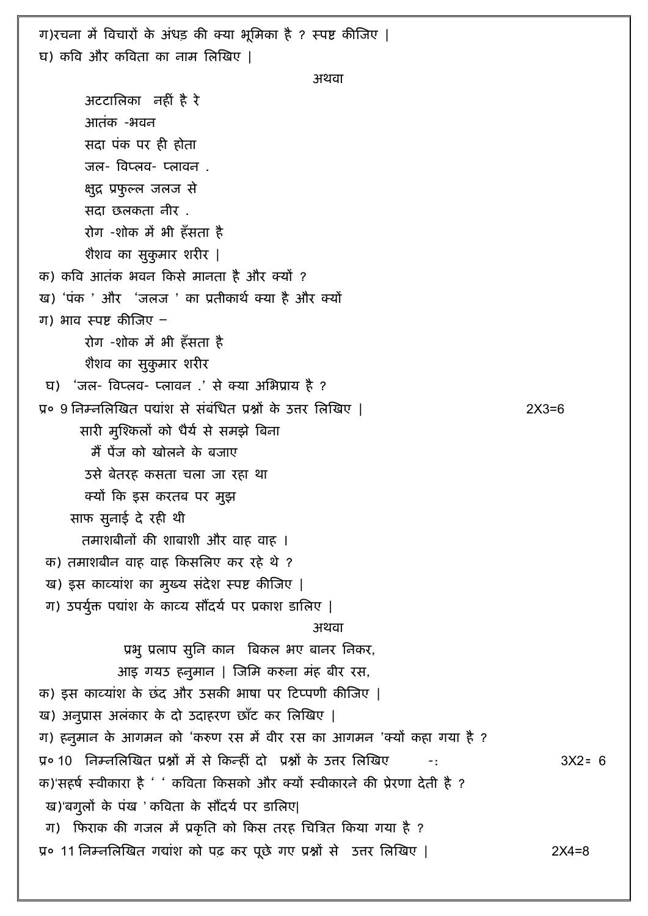ग)रचना में विचारों के अंधड़ की क्या भूमिका है ? स्पष्ट कीजिए |

घ) कवि और कविता का नाम लिखिए |

अथवा

अटटालिका  नहीं है रे  
आतंक -भवन  
सदा पंक पर ही होता  
जल- विप्लव- प्लावन .  
क्षुद्र प्रफुल्ल जलज से  
सदा छलकता नीर .  
रोग -शोक में भी हँसता है  
शैशव का सुकुमार शरीर |

क) कवि आतंक भवन किसे मानता है और क्यों ?

ख) 'पंक ' और  'जलज ' का प्रतीकार्थ क्या है और क्यों

ग) भाव स्पष्ट कीजिए –

रोग -शोक में भी हँसता है  
शैशव का सुकुमार शरीर

घ)  'जल- विप्लव- प्लावन .' से क्या अभिप्राय है ?

प्र० 9 निम्नलिखित पद्यांश से संबंधित प्रश्नों के उत्तर लिखिए |   2X3=6

सारी मुश्किलों को धैर्य से समझे बिना  
मैं पेंज को खोलने के बजाए  
उसे बेतरह कसता चला जा रहा था  
क्यों कि इस करतब पर मुझ  
साफ सुनाई दे रही थी  
तमाशबीनों की शाबाशी और वाह वाह ।

क) तमाशबीन वाह वाह किसलिए कर रहे थे ?

ख) इस काव्यांश का मुख्य संदेश स्पष्ट कीजिए |

ग) उपर्युक्त पद्यांश के काव्य सौंदर्य पर प्रकाश डालिए |

अथवा

प्रभु प्रलाप सुनि कान  बिकल भए बानर निकर,  
आइ गयउ हनुमान | जिमि करुना मंह बीर रस,

क) इस काव्यांश के छंद और उसकी भाषा पर टिप्पणी कीजिए |

ख) अनुप्रास अलंकार के दो उदाहरण छाँट कर लिखिए |

ग) हनुमान के आगमन को 'करुण रस में वीर रस का आगमन 'क्यों कहा गया है ?

प्र० 10  निम्नलिखित प्रश्नों में से किन्हीं दो  प्रश्नों के उत्तर लिखिए  -:   3X2= 6

क)'सहर्ष स्वीकारा है ' ' कविता किसको और क्यों स्वीकारने की प्रेरणा देती है ?

ख)'बगुलों के पंख ' कविता के सौंदर्य पर डालिए|

ग)  फिराक की गजल में प्रकृति को किस तरह चित्रित किया गया है ?

प्र० 11 निम्नलिखित गद्यांश को पढ़ कर पूछे गए प्रश्नों से  उत्तर लिखिए |   2X4=8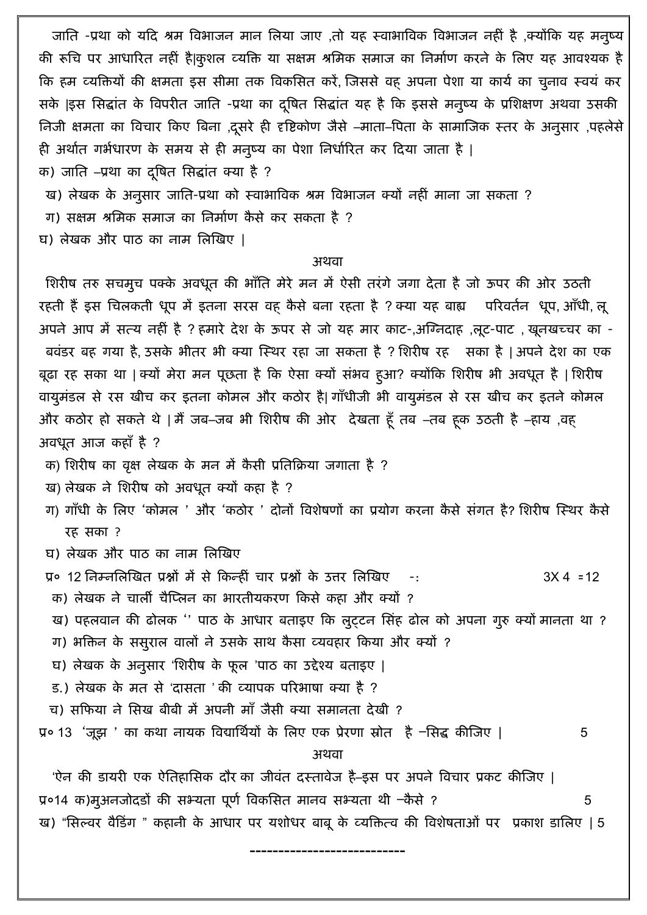जाति -प्रथा को यदि श्रम विभाजन मान लिया जाए ,तो यह स्वाभाविक विभाजन नहीं है ,क्योंकि यह मनुष्य की रूचि पर आधारित नहीं है|कुशल व्यक्ति या सक्षम श्रमिक समाज का निर्माण करने के लिए यह आवश्यक है कि हम व्यक्तियों की क्षमता इस सीमा तक विकसित करें, जिससे वह् अपना पेशा या कार्य का चुनाव स्वयं कर सके |इस सिद्धांत के विपरीत जाति -प्रथा का दूषित सिद्धांत यह है कि इससे मनुष्य के प्रशिक्षण अथवा उसकी निजी क्षमता का विचार किए बिना ,दूसरे ही दृष्टिकोण जैसे –माता–पिता के सामाजिक स्तर के अनुसार ,पहलेसे ही अर्थात गर्भधारण के समय से ही मनुष्य का पेशा निर्धारित कर दिया जाता है |

क) जाति –प्रथा का दूषित सिद्धांत क्या है ?

ख) लेखक के अनुसार जाति-प्रथा को स्वाभाविक श्रम विभाजन क्यों नहीं माना जा सकता ?

ग) सक्षम श्रमिक समाज का निर्माण कैसे कर सकता है ?

घ) लेखक और पाठ का नाम लिखिए |

अथवा

शिरीष तरु सचमुच पक्के अवधूत की भाँति मेरे मन में ऐसी तरंगे जगा देता है जो ऊपर की ओर उठती रहती हैं इस चिलकती धूप में इतना सरस वह् कैसे बना रहता है ? क्या यह बाह्य परिवर्तन धूप, आँधी, लू अपने आप में सत्य नहीं है ? हमारे देश के ऊपर से जो यह मार काट-,अग्निदाह ,लूट-पाट , खूनखच्चर का -बवंडर बह गया है, उसके भीतर भी क्या स्थिर रहा जा सकता है ? शिरीष रह सका है | अपने देश का एक बूढा रह सका था | क्यों मेरा मन पूछता है कि ऐसा क्यों संभव हुआ? क्योंकि शिरीष भी अवधूत है | शिरीष वायुमंडल से रस खीच कर इतना कोमल और कठोर है| गाँधीजी भी वायुमंडल से रस खीच कर इतने कोमल और कठोर हो सकते थे | मैं जब–जब भी शिरीष की ओर देखता हूँ तब –तब हूक उठती है –हाय ,वह् अवधूत आज कहाँ है ?

क) शिरीष का वृक्ष लेखक के मन में कैसी प्रतिक्रिया जगाता है ?

ख) लेखक ने शिरीष को अवधूत क्यों कहा है ?

ग) गाँधी के लिए 'कोमल ' और 'कठोर ' दोनों विशेषणों का प्रयोग करना कैसे संगत है? शिरीष स्थिर कैसे रह सका ?

घ) लेखक और पाठ का नाम लिखिए

प्र० 12 निम्नलिखित प्रश्नों में से किन्हीं चार प्रश्नों के उत्तर लिखिए -: 3X 4 =12

क) लेखक ने चार्ली चैप्लिन का भारतीयकरण किसे कहा और क्यों ?

ख) पहलवान की ढोलक '' पाठ के आधार बताइए कि लुट्टन सिंह ढोल को अपना गुरु क्यों मानता था ?

ग) भक्तिन के ससुराल वालों ने उसके साथ कैसा व्यवहार किया और क्यों ?

घ) लेखक के अनुसार 'शिरीष के फूल 'पाठ का उद्देश्य बताइए |

ड.) लेखक के मत से 'दासता ' की व्यापक परिभाषा क्या है ?

च) सफिया ने सिख बीबी में अपनी माँ जैसी क्या समानता देखी ?

प्र० 13 'जूझ ' का कथा नायक विद्यार्थियों के लिए एक प्रेरणा स्रोत है –सिद्ध कीजिए | 5

अथवा

'ऐन की डायरी एक ऐतिहासिक दौर का जीवंत दस्तावेज है–इस पर अपने विचार प्रकट कीजिए |

प्र०14 क)मुअनजोदडों की सभ्यता पूर्ण विकसित मानव सभ्यता थी –कैसे ? 5

ख) "सिल्वर वैडिंग " कहानी के आधार पर यशोधर बाबू के व्यक्तित्व की विशेषताओं पर प्रकाश डालिए | 5

---------------------------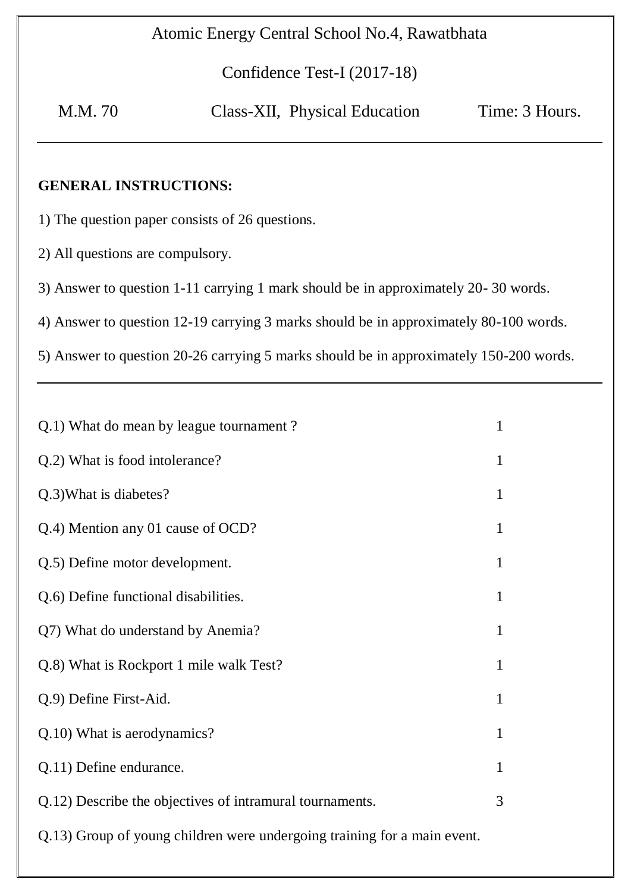Atomic Energy Central School No.4, Rawatbhata

Confidence Test-I (2017-18)

M.M. 70 Class-XII, Physical Education Time: 3 Hours.

---

**GENERAL INSTRUCTIONS:**

1) The question paper consists of 26 questions.

2) All questions are compulsory.

3) Answer to question 1-11 carrying 1 mark should be in approximately 20- 30 words.

4) Answer to question 12-19 carrying 3 marks should be in approximately 80-100 words.

5) Answer to question 20-26 carrying 5 marks should be in approximately 150-200 words.

---

Q.1) What do mean by league tournament ? 1

Q.2) What is food intolerance? 1

Q.3)What is diabetes? 1

Q.4) Mention any 01 cause of OCD? 1

Q.5) Define motor development. 1

Q.6) Define functional disabilities. 1

Q7) What do understand by Anemia? 1

Q.8) What is Rockport 1 mile walk Test? 1

Q.9) Define First-Aid. 1

Q.10) What is aerodynamics? 1

Q.11) Define endurance. 1

Q.12) Describe the objectives of intramural tournaments. 3

Q.13) Group of young children were undergoing training for a main event.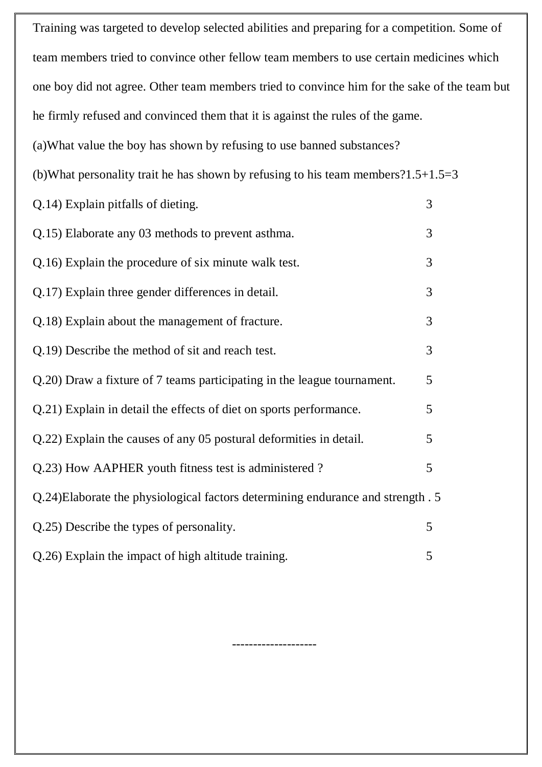Training was targeted to develop selected abilities and preparing for a competition. Some of team members tried to convince other fellow team members to use certain medicines which one boy did not agree. Other team members tried to convince him for the sake of the team but he firmly refused and convinced them that it is against the rules of the game.

(a)What value the boy has shown by refusing to use banned substances?

(b)What personality trait he has shown by refusing to his team members?1.5+1.5=3

Q.14) Explain pitfalls of dieting. 3

Q.15) Elaborate any 03 methods to prevent asthma. 3

Q.16) Explain the procedure of six minute walk test. 3

Q.17) Explain three gender differences in detail. 3

Q.18) Explain about the management of fracture. 3

Q.19) Describe the method of sit and reach test. 3

Q.20) Draw a fixture of 7 teams participating in the league tournament. 5

Q.21) Explain in detail the effects of diet on sports performance. 5

Q.22) Explain the causes of any 05 postural deformities in detail. 5

Q.23) How AAPHER youth fitness test is administered ? 5

Q.24)Elaborate the physiological factors determining endurance and strength . 5

Q.25) Describe the types of personality. 5

Q.26) Explain the impact of high altitude training. 5

--------------------